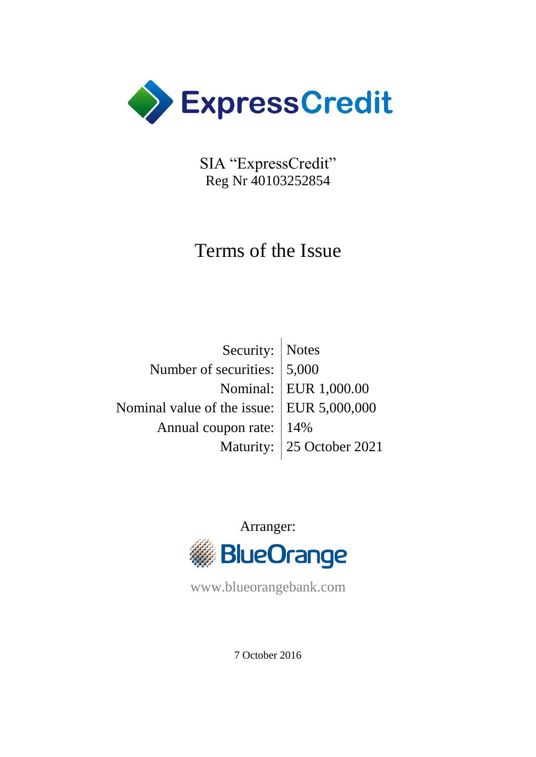ExpressCredit

SIA "ExpressCredit"
Reg Nr 40103252854

# Terms of the Issue

| | |
|---|---|
| Security: | Notes |
| Number of securities: | 5,000 |
| Nominal: | EUR 1,000.00 |
| Nominal value of the issue: | EUR 5,000,000 |
| Annual coupon rate: | 14% |
| Maturity: | 25 October 2021 |

Arranger:

BlueOrange

www.blueorangebank.com

7 October 2016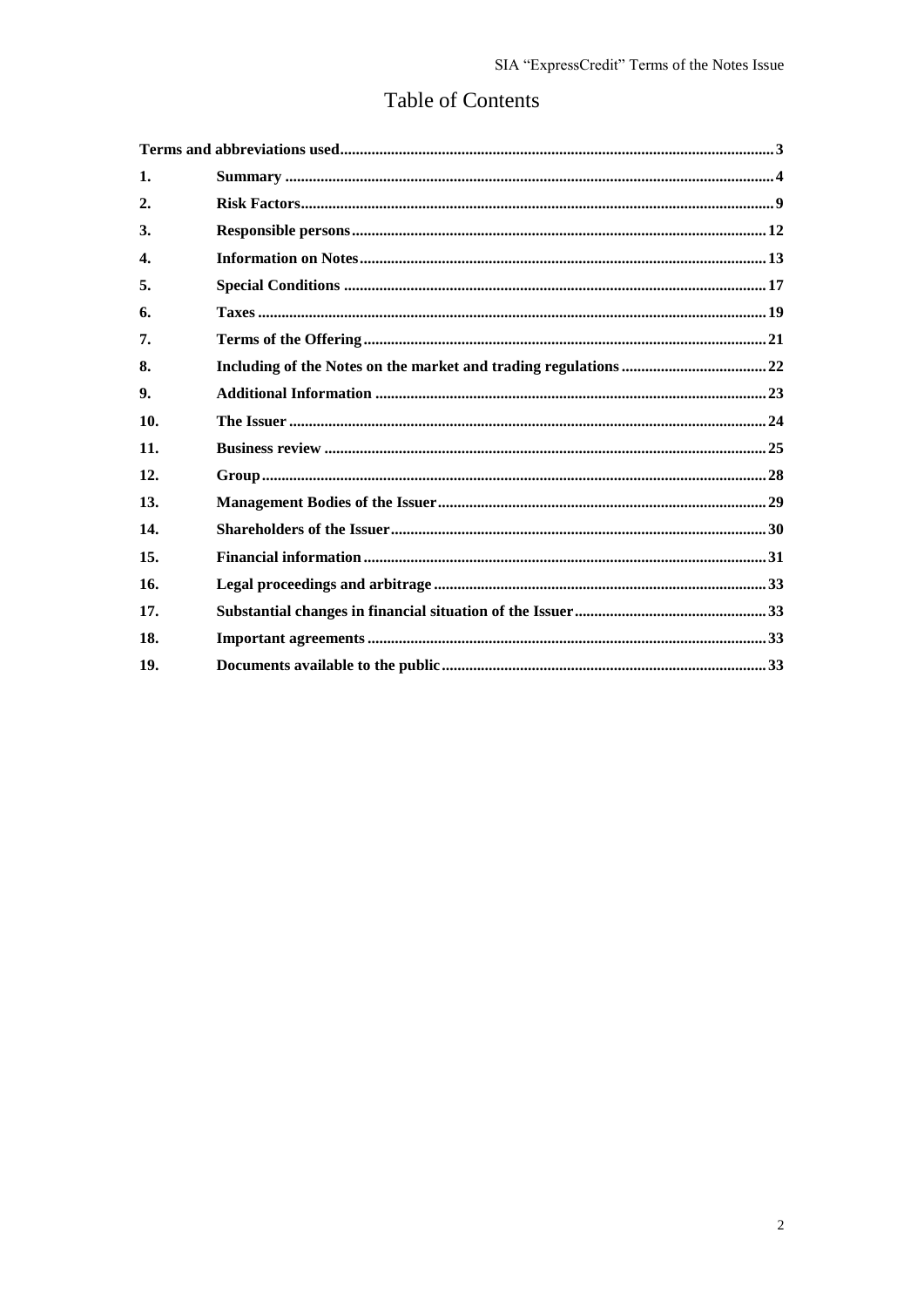# Table of Contents

| | | |
|---|---|---|
| **Terms and abbreviations used** | | **3** |
| **1.** | **Summary** | **4** |
| **2.** | **Risk Factors** | **9** |
| **3.** | **Responsible persons** | **12** |
| **4.** | **Information on Notes** | **13** |
| **5.** | **Special Conditions** | **17** |
| **6.** | **Taxes** | **19** |
| **7.** | **Terms of the Offering** | **21** |
| **8.** | **Including of the Notes on the market and trading regulations** | **22** |
| **9.** | **Additional Information** | **23** |
| **10.** | **The Issuer** | **24** |
| **11.** | **Business review** | **25** |
| **12.** | **Group** | **28** |
| **13.** | **Management Bodies of the Issuer** | **29** |
| **14.** | **Shareholders of the Issuer** | **30** |
| **15.** | **Financial information** | **31** |
| **16.** | **Legal proceedings and arbitrage** | **33** |
| **17.** | **Substantial changes in financial situation of the Issuer** | **33** |
| **18.** | **Important agreements** | **33** |
| **19.** | **Documents available to the public** | **33** |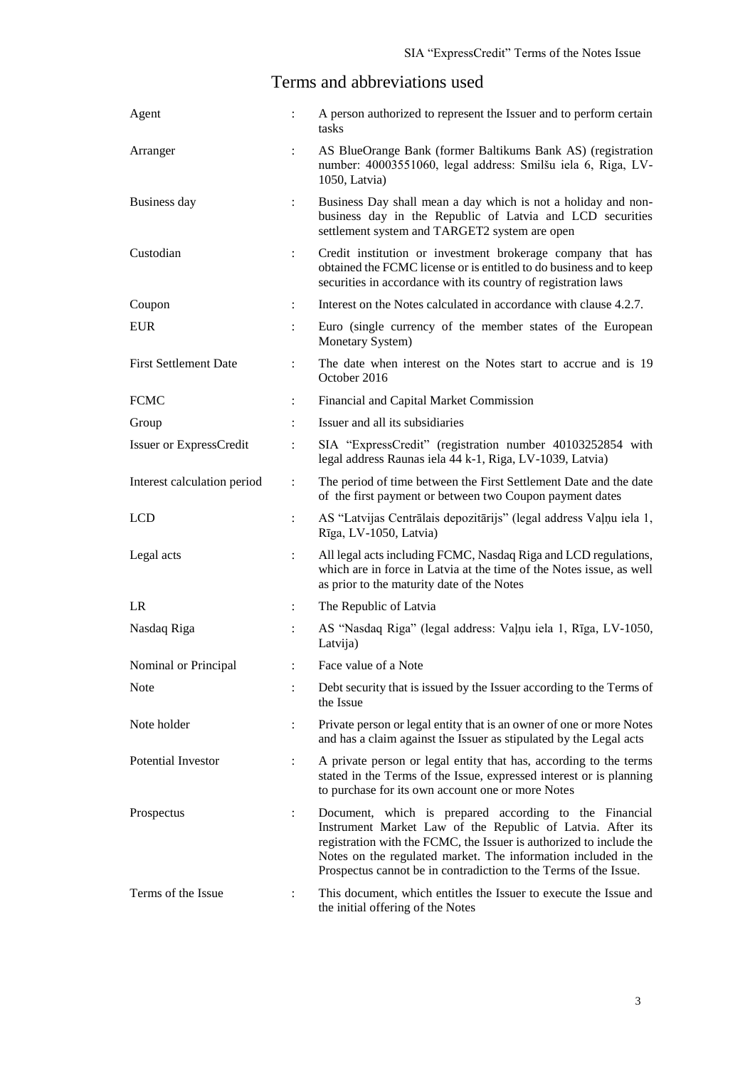# Terms and abbreviations used

| Term | | Definition |
|---|---|---|
| Agent | : | A person authorized to represent the Issuer and to perform certain tasks |
| Arranger | : | AS BlueOrange Bank (former Baltikums Bank AS) (registration number: 40003551060, legal address: Smilšu iela 6, Riga, LV-1050, Latvia) |
| Business day | : | Business Day shall mean a day which is not a holiday and non-business day in the Republic of Latvia and LCD securities settlement system and TARGET2 system are open |
| Custodian | : | Credit institution or investment brokerage company that has obtained the FCMC license or is entitled to do business and to keep securities in accordance with its country of registration laws |
| Coupon | : | Interest on the Notes calculated in accordance with clause 4.2.7. |
| EUR | : | Euro (single currency of the member states of the European Monetary System) |
| First Settlement Date | : | The date when interest on the Notes start to accrue and is 19 October 2016 |
| FCMC | : | Financial and Capital Market Commission |
| Group | : | Issuer and all its subsidiaries |
| Issuer or ExpressCredit | : | SIA "ExpressCredit" (registration number 40103252854 with legal address Raunas iela 44 k-1, Riga, LV-1039, Latvia) |
| Interest calculation period | : | The period of time between the First Settlement Date and the date of the first payment or between two Coupon payment dates |
| LCD | : | AS "Latvijas Centrālais depozitārijs" (legal address Vaļņu iela 1, Rīga, LV-1050, Latvia) |
| Legal acts | : | All legal acts including FCMC, Nasdaq Riga and LCD regulations, which are in force in Latvia at the time of the Notes issue, as well as prior to the maturity date of the Notes |
| LR | : | The Republic of Latvia |
| Nasdaq Riga | : | AS "Nasdaq Riga" (legal address: Vaļņu iela 1, Rīga, LV-1050, Latvija) |
| Nominal or Principal | : | Face value of a Note |
| Note | : | Debt security that is issued by the Issuer according to the Terms of the Issue |
| Note holder | : | Private person or legal entity that is an owner of one or more Notes and has a claim against the Issuer as stipulated by the Legal acts |
| Potential Investor | : | A private person or legal entity that has, according to the terms stated in the Terms of the Issue, expressed interest or is planning to purchase for its own account one or more Notes |
| Prospectus | : | Document, which is prepared according to the Financial Instrument Market Law of the Republic of Latvia. After its registration with the FCMC, the Issuer is authorized to include the Notes on the regulated market. The information included in the Prospectus cannot be in contradiction to the Terms of the Issue. |
| Terms of the Issue | : | This document, which entitles the Issuer to execute the Issue and the initial offering of the Notes |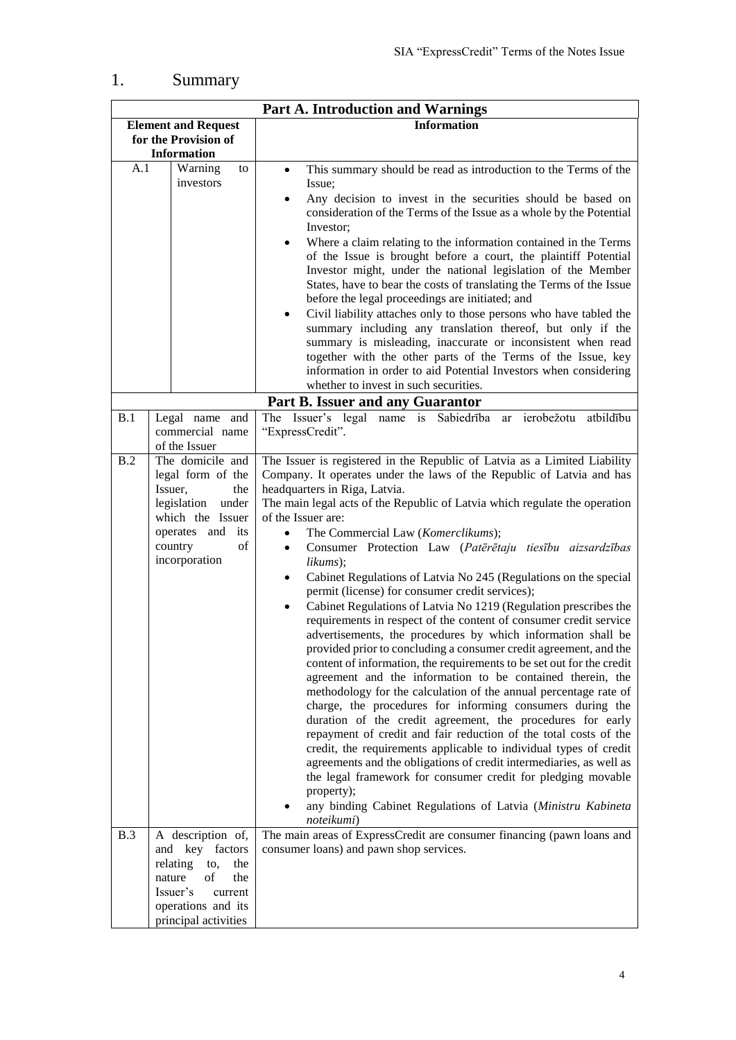# 1. Summary

| Part A. Introduction and Warnings | | |
|---|---|---|
| **Element and Request for the Provision of Information** | | **Information** |
| A.1 | Warning to investors | • This summary should be read as introduction to the Terms of the Issue;<br>• Any decision to invest in the securities should be based on consideration of the Terms of the Issue as a whole by the Potential Investor;<br>• Where a claim relating to the information contained in the Terms of the Issue is brought before a court, the plaintiff Potential Investor might, under the national legislation of the Member States, have to bear the costs of translating the Terms of the Issue before the legal proceedings are initiated; and<br>• Civil liability attaches only to those persons who have tabled the summary including any translation thereof, but only if the summary is misleading, inaccurate or inconsistent when read together with the other parts of the Terms of the Issue, key information in order to aid Potential Investors when considering whether to invest in such securities. |
| **Part B. Issuer and any Guarantor** | | |
| B.1 | Legal name and commercial name of the Issuer | The Issuer's legal name is Sabiedrība ar ierobežotu atbildību "ExpressCredit". |
| B.2 | The domicile and legal form of the Issuer, the legislation under which the Issuer operates and its country of incorporation | The Issuer is registered in the Republic of Latvia as a Limited Liability Company. It operates under the laws of the Republic of Latvia and has headquarters in Riga, Latvia.<br>The main legal acts of the Republic of Latvia which regulate the operation of the Issuer are:<br>• The Commercial Law (*Komerclikums*);<br>• Consumer Protection Law (*Patērētaju tiesību aizsardzības likums*);<br>• Cabinet Regulations of Latvia No 245 (Regulations on the special permit (license) for consumer credit services);<br>• Cabinet Regulations of Latvia No 1219 (Regulation prescribes the requirements in respect of the content of consumer credit service advertisements, the procedures by which information shall be provided prior to concluding a consumer credit agreement, and the content of information, the requirements to be set out for the credit agreement and the information to be contained therein, the methodology for the calculation of the annual percentage rate of charge, the procedures for informing consumers during the duration of the credit agreement, the procedures for early repayment of credit and fair reduction of the total costs of the credit, the requirements applicable to individual types of credit agreements and the obligations of credit intermediaries, as well as the legal framework for consumer credit for pledging movable property);<br>• any binding Cabinet Regulations of Latvia (*Ministru Kabineta noteikumi*) |
| B.3 | A description of, and key factors relating to, the nature of the Issuer's current operations and its principal activities | The main areas of ExpressCredit are consumer financing (pawn loans and consumer loans) and pawn shop services. |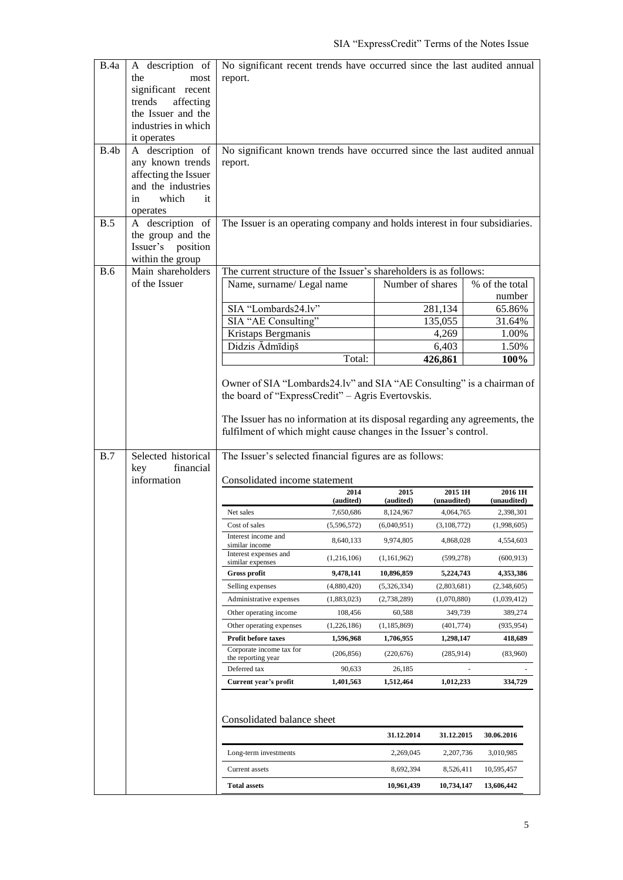| | | |
|---|---|---|
| B.4a | A description of the most significant recent trends affecting the Issuer and the industries in which it operates | No significant recent trends have occurred since the last audited annual report. |
| B.4b | A description of any known trends affecting the Issuer and the industries in which it operates | No significant known trends have occurred since the last audited annual report. |
| B.5 | A description of the group and the Issuer's position within the group | The Issuer is an operating company and holds interest in four subsidiaries. |
| B.6 | Main shareholders of the Issuer | The current structure of the Issuer's shareholders is as follows: |
| B.7 | Selected historical key financial information | The Issuer's selected financial figures are as follows: |

**B.6 – Main shareholders of the Issuer**

The current structure of the Issuer's shareholders is as follows:

| Name, surname/ Legal name | Number of shares | % of the total number |
|---|---|---|
| SIA "Lombards24.lv" | 281,134 | 65.86% |
| SIA "AE Consulting" | 135,055 | 31.64% |
| Kristaps Bergmanis | 4,269 | 1.00% |
| Didzis Ādmīdiņš | 6,403 | 1.50% |
| Total: | **426,861** | **100%** |

Owner of SIA "Lombards24.lv" and SIA "AE Consulting" is a chairman of the board of "ExpressCredit" – Agris Evertovskis.

The Issuer has no information at its disposal regarding any agreements, the fulfilment of which might cause changes in the Issuer's control.

**B.7 – Selected historical key financial information**

The Issuer's selected financial figures are as follows:

Consolidated income statement

| | 2014 (audited) | 2015 (audited) | 2015 1H (unaudited) | 2016 1H (unaudited) |
|---|---|---|---|---|
| Net sales | 7,650,686 | 8,124,967 | 4,064,765 | 2,398,301 |
| Cost of sales | (5,596,572) | (6,040,951) | (3,108,772) | (1,998,605) |
| Interest income and similar income | 8,640,133 | 9,974,805 | 4,868,028 | 4,554,603 |
| Interest expenses and similar expenses | (1,216,106) | (1,161,962) | (599,278) | (600,913) |
| **Gross profit** | **9,478,141** | **10,896,859** | **5,224,743** | **4,353,386** |
| Selling expenses | (4,880,420) | (5,326,334) | (2,803,681) | (2,348,605) |
| Administrative expenses | (1,883,023) | (2,738,289) | (1,070,880) | (1,039,412) |
| Other operating income | 108,456 | 60,588 | 349,739 | 389,274 |
| Other operating expenses | (1,226,186) | (1,185,869) | (401,774) | (935,954) |
| **Profit before taxes** | **1,596,968** | **1,706,955** | **1,298,147** | **418,689** |
| Corporate income tax for the reporting year | (206,856) | (220,676) | (285,914) | (83,960) |
| Deferred tax | 90,633 | 26,185 | - | - |
| **Current year's profit** | **1,401,563** | **1,512,464** | **1,012,233** | **334,729** |

Consolidated balance sheet

| | 31.12.2014 | 31.12.2015 | 30.06.2016 |
|---|---|---|---|
| Long-term investments | 2,269,045 | 2,207,736 | 3,010,985 |
| Current assets | 8,692,394 | 8,526,411 | 10,595,457 |
| **Total assets** | **10,961,439** | **10,734,147** | **13,606,442** |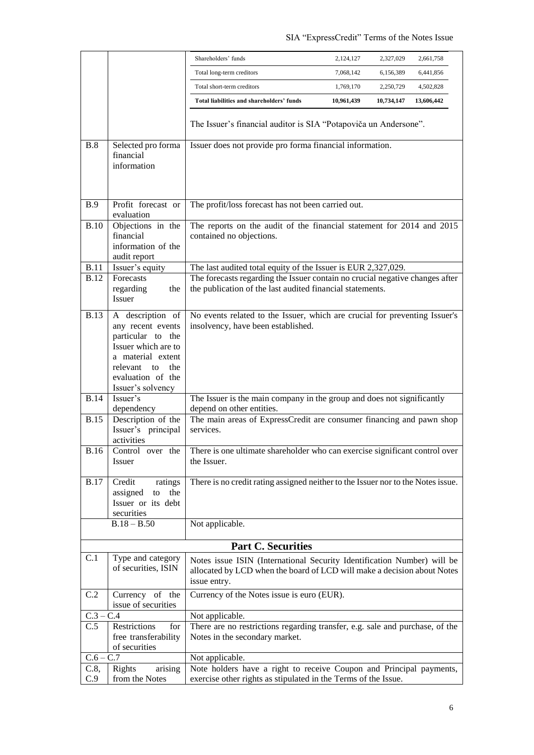| | | |
|---|---|---|
| | | Shareholders' funds — 2,124,127 — 2,327,029 — 2,661,758<br>Total long-term creditors — 7,068,142 — 6,156,389 — 6,441,856<br>Total short-term creditors — 1,769,170 — 2,250,729 — 4,502,828<br>**Total liabilities and shareholders' funds — 10,961,439 — 10,734,147 — 13,606,442**<br><br>The Issuer's financial auditor is SIA "Potapoviča un Andersone". |
| B.8 | Selected pro forma financial information | Issuer does not provide pro forma financial information. |
| B.9 | Profit forecast or evaluation | The profit/loss forecast has not been carried out. |
| B.10 | Objections in the financial information of the audit report | The reports on the audit of the financial statement for 2014 and 2015 contained no objections. |
| B.11 | Issuer's equity | The last audited total equity of the Issuer is EUR 2,327,029. |
| B.12 | Forecasts regarding the Issuer | The forecasts regarding the Issuer contain no crucial negative changes after the publication of the last audited financial statements. |
| B.13 | A description of any recent events particular to the Issuer which are to a material extent relevant to the evaluation of the Issuer's solvency | No events related to the Issuer, which are crucial for preventing Issuer's insolvency, have been established. |
| B.14 | Issuer's dependency | The Issuer is the main company in the group and does not significantly depend on other entities. |
| B.15 | Description of the Issuer's principal activities | The main areas of ExpressCredit are consumer financing and pawn shop services. |
| B.16 | Control over the Issuer | There is one ultimate shareholder who can exercise significant control over the Issuer. |
| B.17 | Credit ratings assigned to the Issuer or its debt securities | There is no credit rating assigned neither to the Issuer nor to the Notes issue. |
| | B.18 – B.50 | Not applicable. |
| | | **Part C. Securities** |
| C.1 | Type and category of securities, ISIN | Notes issue ISIN (International Security Identification Number) will be allocated by LCD when the board of LCD will make a decision about Notes issue entry. |
| C.2 | Currency of the issue of securities | Currency of the Notes issue is euro (EUR). |
| C.3 – C.4 | | Not applicable. |
| C.5 | Restrictions for free transferability of securities | There are no restrictions regarding transfer, e.g. sale and purchase, of the Notes in the secondary market. |
| C.6 – C.7 | | Not applicable. |
| C.8, C.9 | Rights arising from the Notes | Note holders have a right to receive Coupon and Principal payments, exercise other rights as stipulated in the Terms of the Issue. |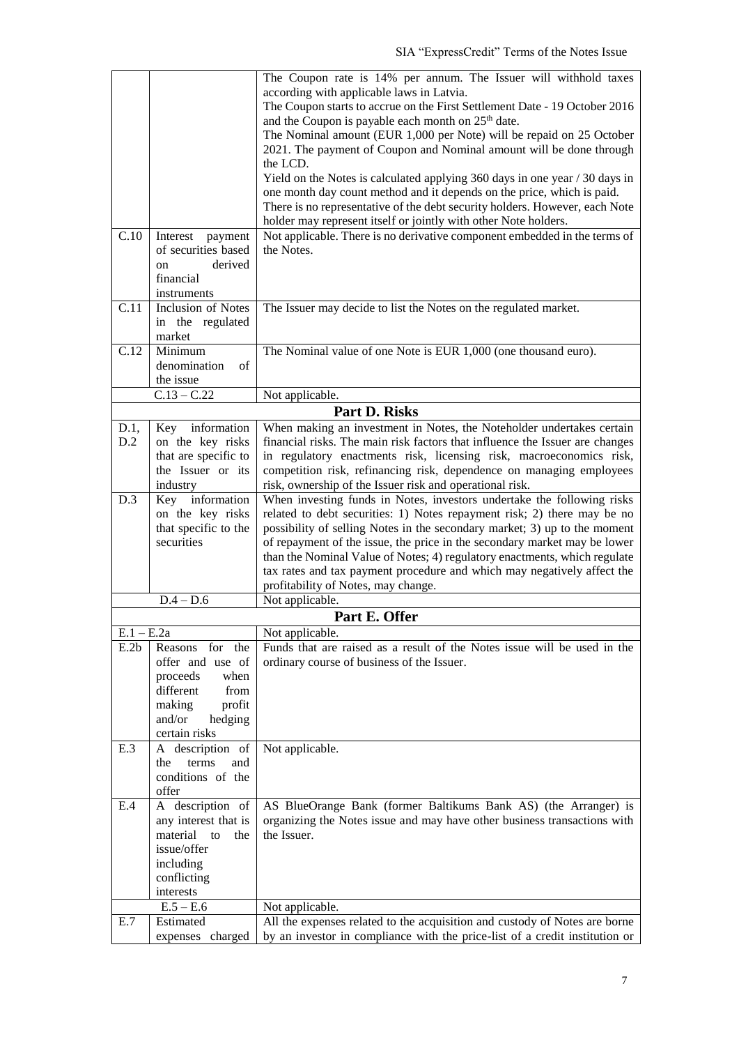| | | |
|---|---|---|
| | | The Coupon rate is 14% per annum. The Issuer will withhold taxes according with applicable laws in Latvia. The Coupon starts to accrue on the First Settlement Date - 19 October 2016 and the Coupon is payable each month on 25[th] date. The Nominal amount (EUR 1,000 per Note) will be repaid on 25 October 2021. The payment of Coupon and Nominal amount will be done through the LCD. Yield on the Notes is calculated applying 360 days in one year / 30 days in one month day count method and it depends on the price, which is paid. There is no representative of the debt security holders. However, each Note holder may represent itself or jointly with other Note holders. |
| C.10 | Interest payment of securities based on derived financial instruments | Not applicable. There is no derivative component embedded in the terms of the Notes. |
| C.11 | Inclusion of Notes in the regulated market | The Issuer may decide to list the Notes on the regulated market. |
| C.12 | Minimum denomination of the issue | The Nominal value of one Note is EUR 1,000 (one thousand euro). |
| | C.13 – C.22 | Not applicable. |
| | | **Part D. Risks** |
| D.1, D.2 | Key information on the key risks that are specific to the Issuer or its industry | When making an investment in Notes, the Noteholder undertakes certain financial risks. The main risk factors that influence the Issuer are changes in regulatory enactments risk, licensing risk, macroeconomics risk, competition risk, refinancing risk, dependence on managing employees risk, ownership of the Issuer risk and operational risk. |
| D.3 | Key information on the key risks that specific to the securities | When investing funds in Notes, investors undertake the following risks related to debt securities: 1) Notes repayment risk; 2) there may be no possibility of selling Notes in the secondary market; 3) up to the moment of repayment of the issue, the price in the secondary market may be lower than the Nominal Value of Notes; 4) regulatory enactments, which regulate tax rates and tax payment procedure and which may negatively affect the profitability of Notes, may change. |
| | D.4 – D.6 | Not applicable. |
| | | **Part E. Offer** |
| E.1 – E.2a | | Not applicable. |
| E.2b | Reasons for the offer and use of proceeds when different from making profit and/or hedging certain risks | Funds that are raised as a result of the Notes issue will be used in the ordinary course of business of the Issuer. |
| E.3 | A description of the terms and conditions of the offer | Not applicable. |
| E.4 | A description of any interest that is material to the issue/offer including conflicting interests | AS BlueOrange Bank (former Baltikums Bank AS) (the Arranger) is organizing the Notes issue and may have other business transactions with the Issuer. |
| | E.5 – E.6 | Not applicable. |
| E.7 | Estimated expenses charged | All the expenses related to the acquisition and custody of Notes are borne by an investor in compliance with the price-list of a credit institution or |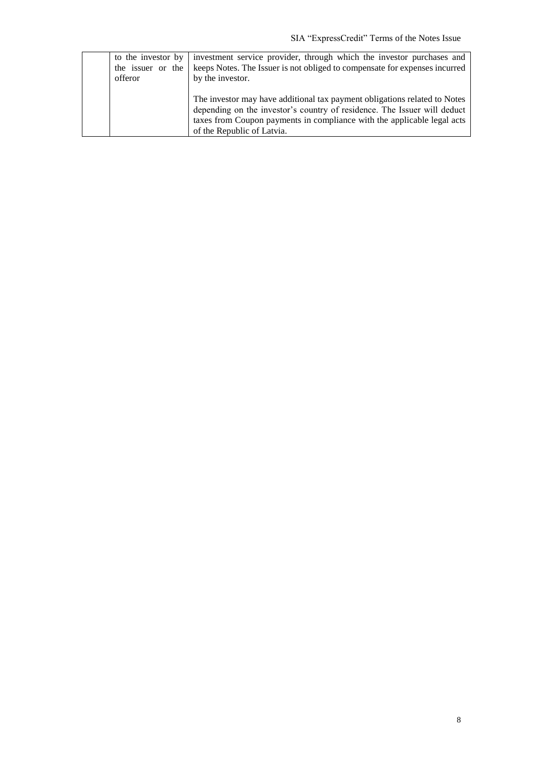|  | to the investor by the issuer or the offeror | investment service provider, through which the investor purchases and keeps Notes. The Issuer is not obliged to compensate for expenses incurred by the investor.<br><br>The investor may have additional tax payment obligations related to Notes depending on the investor's country of residence. The Issuer will deduct taxes from Coupon payments in compliance with the applicable legal acts of the Republic of Latvia. |
|---|---|---|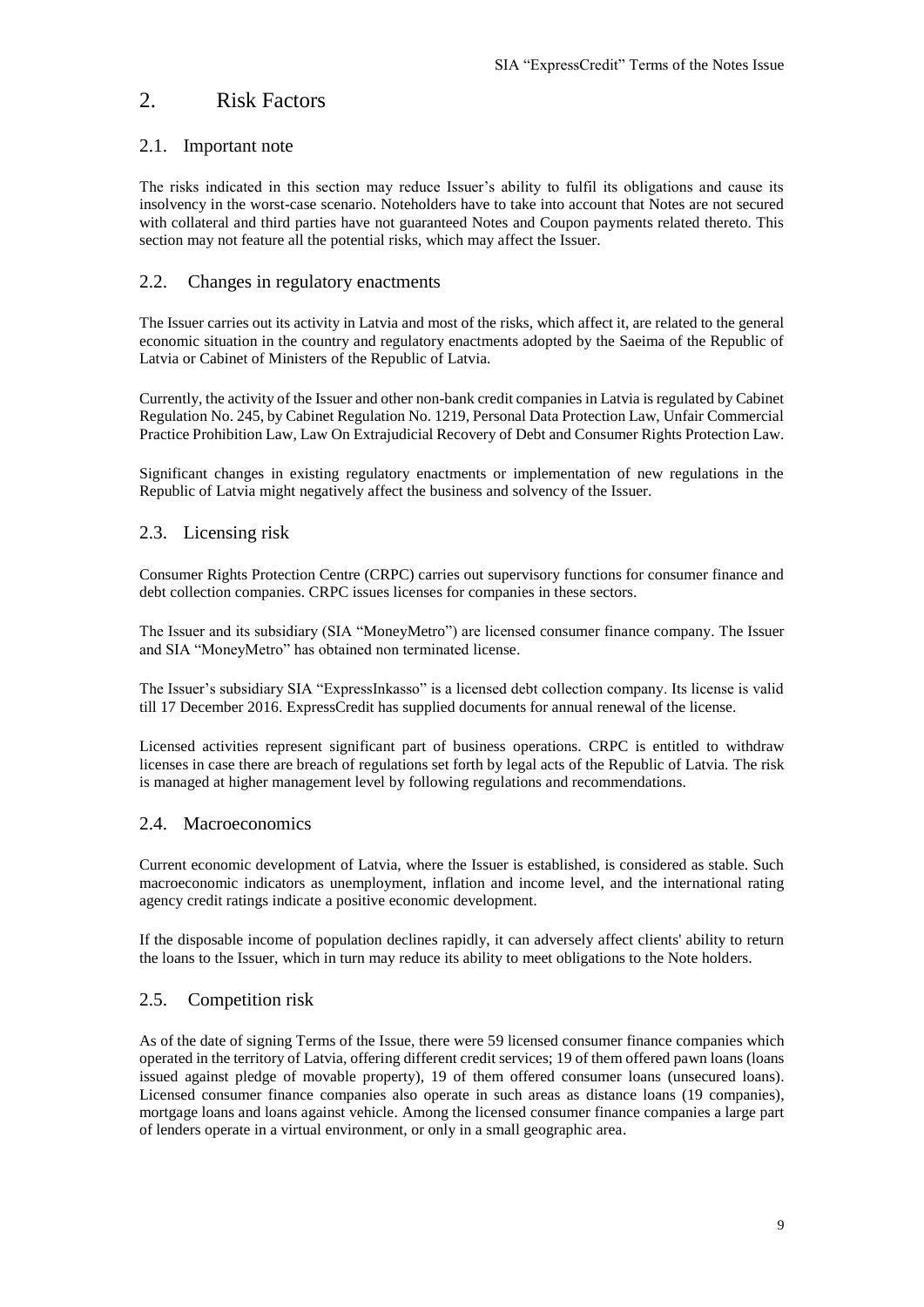## 2. Risk Factors

### 2.1. Important note

The risks indicated in this section may reduce Issuer's ability to fulfil its obligations and cause its insolvency in the worst-case scenario. Noteholders have to take into account that Notes are not secured with collateral and third parties have not guaranteed Notes and Coupon payments related thereto. This section may not feature all the potential risks, which may affect the Issuer.

### 2.2. Changes in regulatory enactments

The Issuer carries out its activity in Latvia and most of the risks, which affect it, are related to the general economic situation in the country and regulatory enactments adopted by the Saeima of the Republic of Latvia or Cabinet of Ministers of the Republic of Latvia.

Currently, the activity of the Issuer and other non-bank credit companies in Latvia is regulated by Cabinet Regulation No. 245, by Cabinet Regulation No. 1219, Personal Data Protection Law, Unfair Commercial Practice Prohibition Law, Law On Extrajudicial Recovery of Debt and Consumer Rights Protection Law.

Significant changes in existing regulatory enactments or implementation of new regulations in the Republic of Latvia might negatively affect the business and solvency of the Issuer.

### 2.3. Licensing risk

Consumer Rights Protection Centre (CRPC) carries out supervisory functions for consumer finance and debt collection companies. CRPC issues licenses for companies in these sectors.

The Issuer and its subsidiary (SIA "MoneyMetro") are licensed consumer finance company. The Issuer and SIA "MoneyMetro" has obtained non terminated license.

The Issuer's subsidiary SIA "ExpressInkasso" is a licensed debt collection company. Its license is valid till 17 December 2016. ExpressCredit has supplied documents for annual renewal of the license.

Licensed activities represent significant part of business operations. CRPC is entitled to withdraw licenses in case there are breach of regulations set forth by legal acts of the Republic of Latvia. The risk is managed at higher management level by following regulations and recommendations.

### 2.4. Macroeconomics

Current economic development of Latvia, where the Issuer is established, is considered as stable. Such macroeconomic indicators as unemployment, inflation and income level, and the international rating agency credit ratings indicate a positive economic development.

If the disposable income of population declines rapidly, it can adversely affect clients' ability to return the loans to the Issuer, which in turn may reduce its ability to meet obligations to the Note holders.

### 2.5. Competition risk

As of the date of signing Terms of the Issue, there were 59 licensed consumer finance companies which operated in the territory of Latvia, offering different credit services; 19 of them offered pawn loans (loans issued against pledge of movable property), 19 of them offered consumer loans (unsecured loans). Licensed consumer finance companies also operate in such areas as distance loans (19 companies), mortgage loans and loans against vehicle. Among the licensed consumer finance companies a large part of lenders operate in a virtual environment, or only in a small geographic area.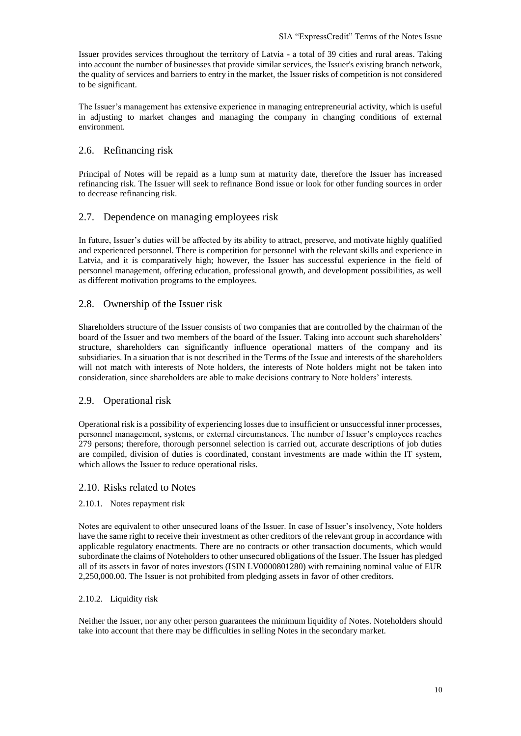Issuer provides services throughout the territory of Latvia - a total of 39 cities and rural areas. Taking into account the number of businesses that provide similar services, the Issuer's existing branch network, the quality of services and barriers to entry in the market, the Issuer risks of competition is not considered to be significant.

The Issuer's management has extensive experience in managing entrepreneurial activity, which is useful in adjusting to market changes and managing the company in changing conditions of external environment.

## 2.6. Refinancing risk

Principal of Notes will be repaid as a lump sum at maturity date, therefore the Issuer has increased refinancing risk. The Issuer will seek to refinance Bond issue or look for other funding sources in order to decrease refinancing risk.

## 2.7. Dependence on managing employees risk

In future, Issuer's duties will be affected by its ability to attract, preserve, and motivate highly qualified and experienced personnel. There is competition for personnel with the relevant skills and experience in Latvia, and it is comparatively high; however, the Issuer has successful experience in the field of personnel management, offering education, professional growth, and development possibilities, as well as different motivation programs to the employees.

## 2.8. Ownership of the Issuer risk

Shareholders structure of the Issuer consists of two companies that are controlled by the chairman of the board of the Issuer and two members of the board of the Issuer. Taking into account such shareholders' structure, shareholders can significantly influence operational matters of the company and its subsidiaries. In a situation that is not described in the Terms of the Issue and interests of the shareholders will not match with interests of Note holders, the interests of Note holders might not be taken into consideration, since shareholders are able to make decisions contrary to Note holders' interests.

## 2.9. Operational risk

Operational risk is a possibility of experiencing losses due to insufficient or unsuccessful inner processes, personnel management, systems, or external circumstances. The number of Issuer's employees reaches 279 persons; therefore, thorough personnel selection is carried out, accurate descriptions of job duties are compiled, division of duties is coordinated, constant investments are made within the IT system, which allows the Issuer to reduce operational risks.

## 2.10. Risks related to Notes

### 2.10.1. Notes repayment risk

Notes are equivalent to other unsecured loans of the Issuer. In case of Issuer's insolvency, Note holders have the same right to receive their investment as other creditors of the relevant group in accordance with applicable regulatory enactments. There are no contracts or other transaction documents, which would subordinate the claims of Noteholders to other unsecured obligations of the Issuer. The Issuer has pledged all of its assets in favor of notes investors (ISIN LV0000801280) with remaining nominal value of EUR 2,250,000.00. The Issuer is not prohibited from pledging assets in favor of other creditors.

### 2.10.2. Liquidity risk

Neither the Issuer, nor any other person guarantees the minimum liquidity of Notes. Noteholders should take into account that there may be difficulties in selling Notes in the secondary market.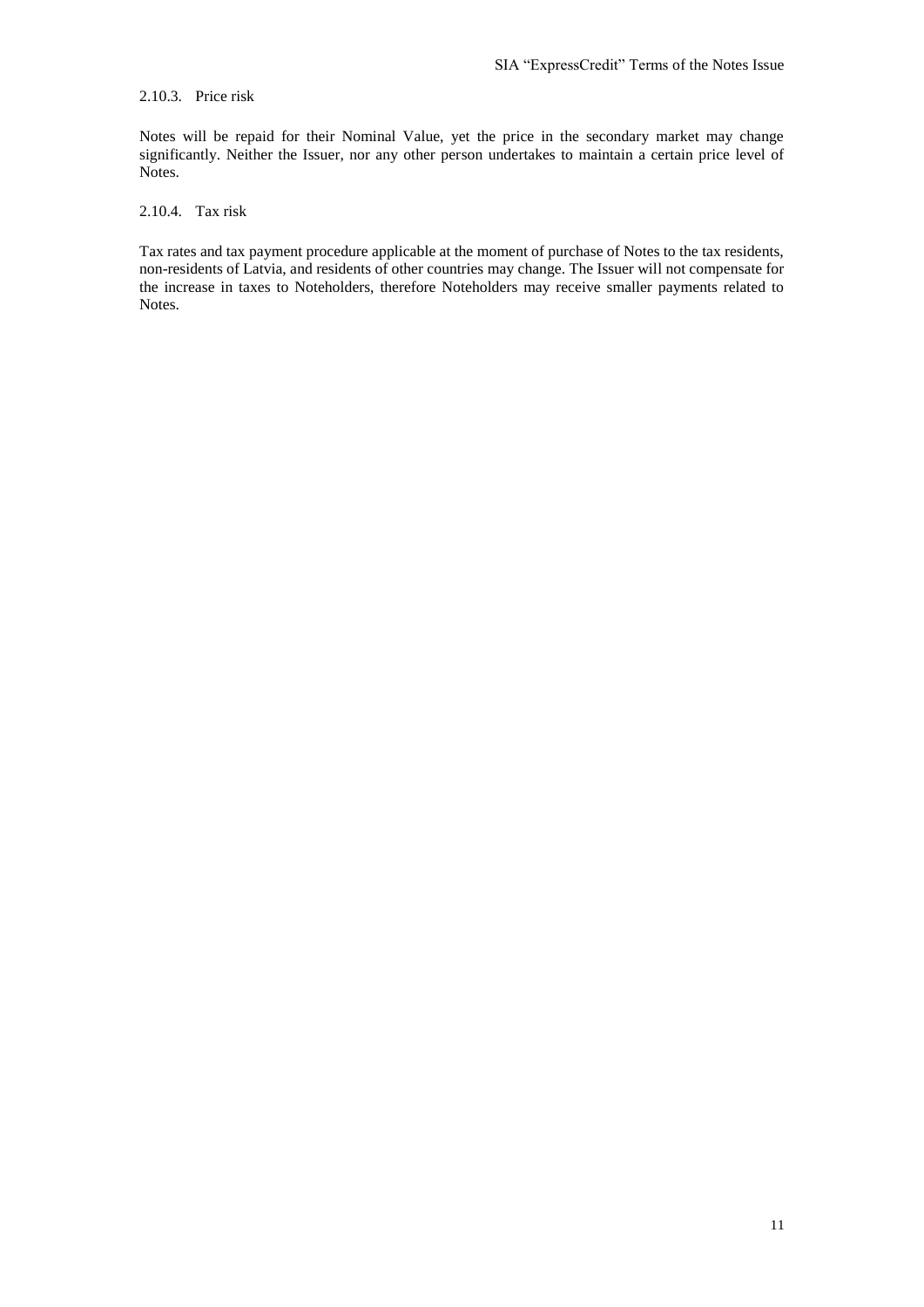#### 2.10.3. Price risk

Notes will be repaid for their Nominal Value, yet the price in the secondary market may change significantly. Neither the Issuer, nor any other person undertakes to maintain a certain price level of Notes.

#### 2.10.4. Tax risk

Tax rates and tax payment procedure applicable at the moment of purchase of Notes to the tax residents, non-residents of Latvia, and residents of other countries may change. The Issuer will not compensate for the increase in taxes to Noteholders, therefore Noteholders may receive smaller payments related to Notes.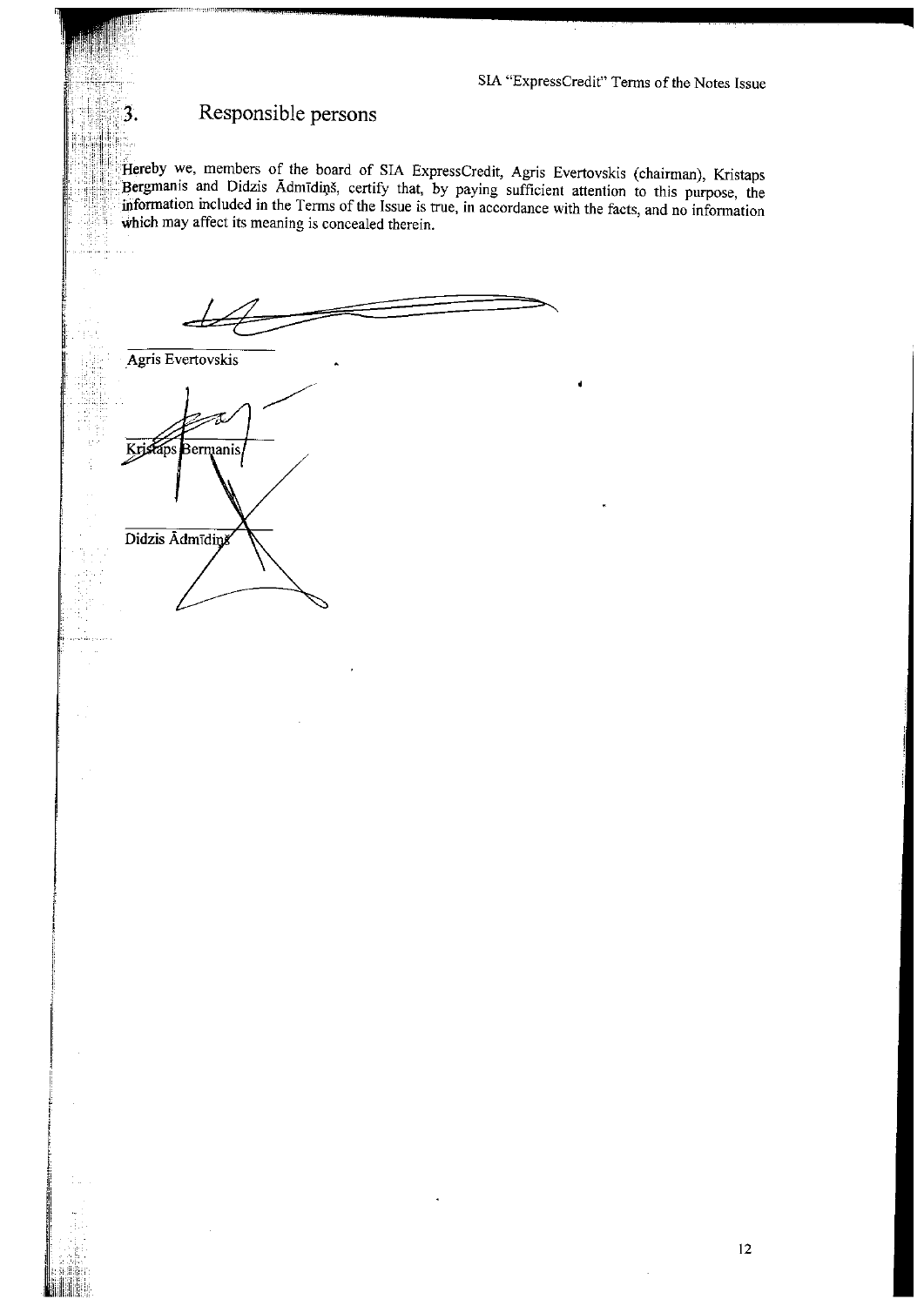## 3. Responsible persons

Hereby we, members of the board of SIA ExpressCredit, Agris Evertovskis (chairman), Kristaps Bergmanis and Didzis Ādmīdiņš, certify that, by paying sufficient attention to this purpose, the information included in the Terms of the Issue is true, in accordance with the facts, and no information which may affect its meaning is concealed therein.

Agris Evertovskis

Kristaps Bergmanis

Didzis Ādmīdiņš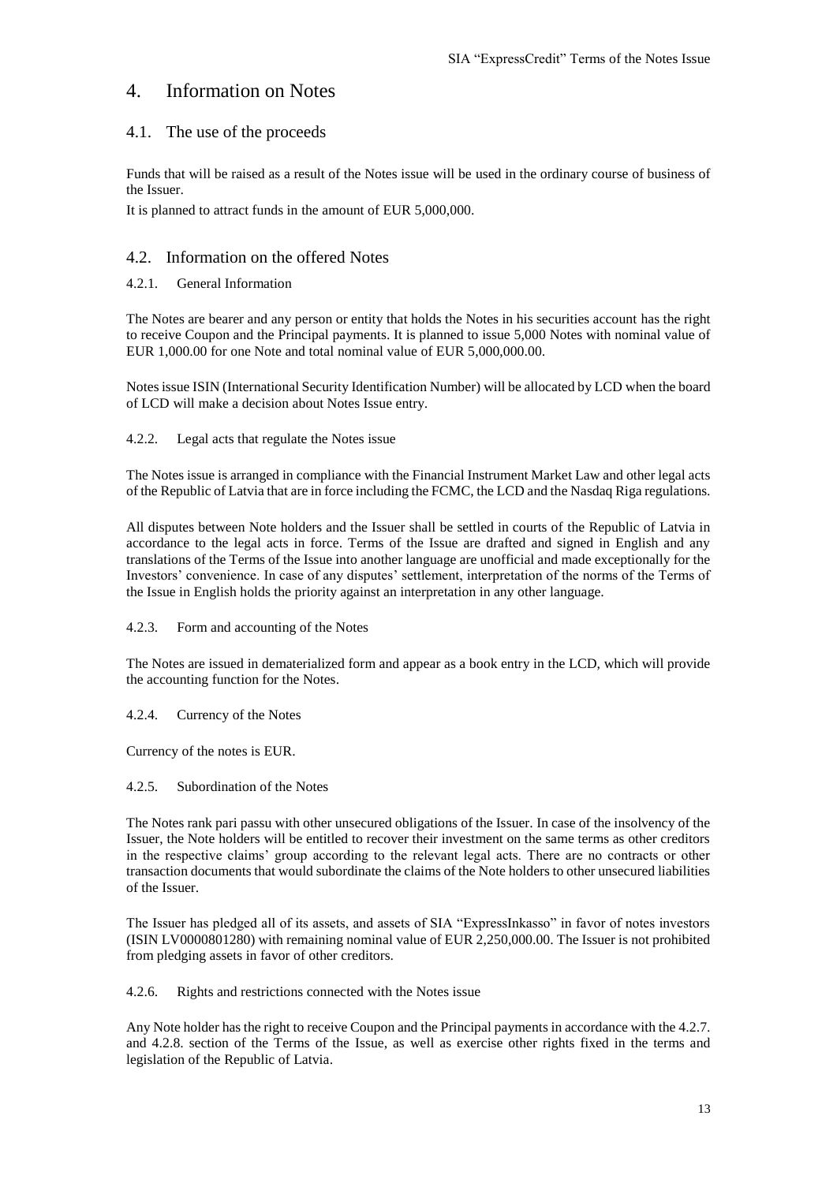# 4. Information on Notes

## 4.1. The use of the proceeds

Funds that will be raised as a result of the Notes issue will be used in the ordinary course of business of the Issuer.

It is planned to attract funds in the amount of EUR 5,000,000.

## 4.2. Information on the offered Notes

### 4.2.1. General Information

The Notes are bearer and any person or entity that holds the Notes in his securities account has the right to receive Coupon and the Principal payments. It is planned to issue 5,000 Notes with nominal value of EUR 1,000.00 for one Note and total nominal value of EUR 5,000,000.00.

Notes issue ISIN (International Security Identification Number) will be allocated by LCD when the board of LCD will make a decision about Notes Issue entry.

### 4.2.2. Legal acts that regulate the Notes issue

The Notes issue is arranged in compliance with the Financial Instrument Market Law and other legal acts of the Republic of Latvia that are in force including the FCMC, the LCD and the Nasdaq Riga regulations.

All disputes between Note holders and the Issuer shall be settled in courts of the Republic of Latvia in accordance to the legal acts in force. Terms of the Issue are drafted and signed in English and any translations of the Terms of the Issue into another language are unofficial and made exceptionally for the Investors' convenience. In case of any disputes' settlement, interpretation of the norms of the Terms of the Issue in English holds the priority against an interpretation in any other language.

### 4.2.3. Form and accounting of the Notes

The Notes are issued in dematerialized form and appear as a book entry in the LCD, which will provide the accounting function for the Notes.

### 4.2.4. Currency of the Notes

Currency of the notes is EUR.

### 4.2.5. Subordination of the Notes

The Notes rank pari passu with other unsecured obligations of the Issuer. In case of the insolvency of the Issuer, the Note holders will be entitled to recover their investment on the same terms as other creditors in the respective claims' group according to the relevant legal acts. There are no contracts or other transaction documents that would subordinate the claims of the Note holders to other unsecured liabilities of the Issuer.

The Issuer has pledged all of its assets, and assets of SIA "ExpressInkasso" in favor of notes investors (ISIN LV0000801280) with remaining nominal value of EUR 2,250,000.00. The Issuer is not prohibited from pledging assets in favor of other creditors.

### 4.2.6. Rights and restrictions connected with the Notes issue

Any Note holder has the right to receive Coupon and the Principal payments in accordance with the 4.2.7. and 4.2.8. section of the Terms of the Issue, as well as exercise other rights fixed in the terms and legislation of the Republic of Latvia.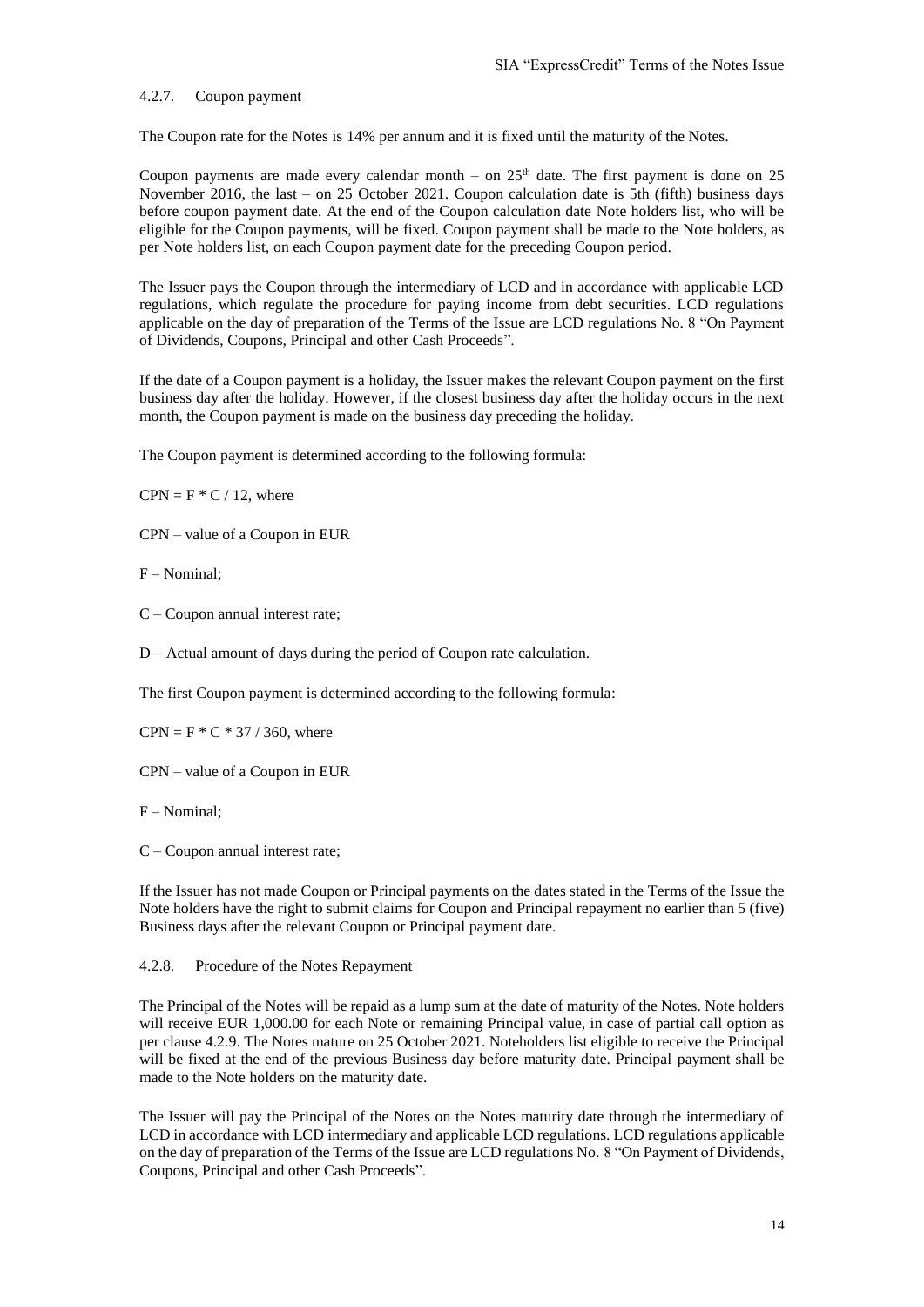#### 4.2.7. Coupon payment

The Coupon rate for the Notes is 14% per annum and it is fixed until the maturity of the Notes.

Coupon payments are made every calendar month – on 25th date. The first payment is done on 25 November 2016, the last – on 25 October 2021. Coupon calculation date is 5th (fifth) business days before coupon payment date. At the end of the Coupon calculation date Note holders list, who will be eligible for the Coupon payments, will be fixed. Coupon payment shall be made to the Note holders, as per Note holders list, on each Coupon payment date for the preceding Coupon period.

The Issuer pays the Coupon through the intermediary of LCD and in accordance with applicable LCD regulations, which regulate the procedure for paying income from debt securities. LCD regulations applicable on the day of preparation of the Terms of the Issue are LCD regulations No. 8 "On Payment of Dividends, Coupons, Principal and other Cash Proceeds".

If the date of a Coupon payment is a holiday, the Issuer makes the relevant Coupon payment on the first business day after the holiday. However, if the closest business day after the holiday occurs in the next month, the Coupon payment is made on the business day preceding the holiday.

The Coupon payment is determined according to the following formula:

$CPN = F * C / 12$, where

CPN – value of a Coupon in EUR

F – Nominal;

C – Coupon annual interest rate;

D – Actual amount of days during the period of Coupon rate calculation.

The first Coupon payment is determined according to the following formula:

$CPN = F * C * 37 / 360$, where

CPN – value of a Coupon in EUR

F – Nominal;

C – Coupon annual interest rate;

If the Issuer has not made Coupon or Principal payments on the dates stated in the Terms of the Issue the Note holders have the right to submit claims for Coupon and Principal repayment no earlier than 5 (five) Business days after the relevant Coupon or Principal payment date.

#### 4.2.8. Procedure of the Notes Repayment

The Principal of the Notes will be repaid as a lump sum at the date of maturity of the Notes. Note holders will receive EUR 1,000.00 for each Note or remaining Principal value, in case of partial call option as per clause 4.2.9. The Notes mature on 25 October 2021. Noteholders list eligible to receive the Principal will be fixed at the end of the previous Business day before maturity date. Principal payment shall be made to the Note holders on the maturity date.

The Issuer will pay the Principal of the Notes on the Notes maturity date through the intermediary of LCD in accordance with LCD intermediary and applicable LCD regulations. LCD regulations applicable on the day of preparation of the Terms of the Issue are LCD regulations No. 8 "On Payment of Dividends, Coupons, Principal and other Cash Proceeds".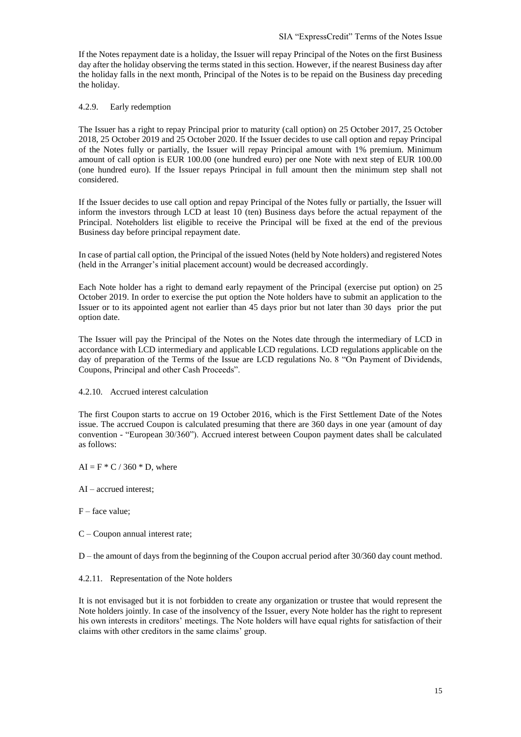If the Notes repayment date is a holiday, the Issuer will repay Principal of the Notes on the first Business day after the holiday observing the terms stated in this section. However, if the nearest Business day after the holiday falls in the next month, Principal of the Notes is to be repaid on the Business day preceding the holiday.

#### 4.2.9. Early redemption

The Issuer has a right to repay Principal prior to maturity (call option) on 25 October 2017, 25 October 2018, 25 October 2019 and 25 October 2020. If the Issuer decides to use call option and repay Principal of the Notes fully or partially, the Issuer will repay Principal amount with 1% premium. Minimum amount of call option is EUR 100.00 (one hundred euro) per one Note with next step of EUR 100.00 (one hundred euro). If the Issuer repays Principal in full amount then the minimum step shall not considered.

If the Issuer decides to use call option and repay Principal of the Notes fully or partially, the Issuer will inform the investors through LCD at least 10 (ten) Business days before the actual repayment of the Principal. Noteholders list eligible to receive the Principal will be fixed at the end of the previous Business day before principal repayment date.

In case of partial call option, the Principal of the issued Notes (held by Note holders) and registered Notes (held in the Arranger's initial placement account) would be decreased accordingly.

Each Note holder has a right to demand early repayment of the Principal (exercise put option) on 25 October 2019. In order to exercise the put option the Note holders have to submit an application to the Issuer or to its appointed agent not earlier than 45 days prior but not later than 30 days prior the put option date.

The Issuer will pay the Principal of the Notes on the Notes date through the intermediary of LCD in accordance with LCD intermediary and applicable LCD regulations. LCD regulations applicable on the day of preparation of the Terms of the Issue are LCD regulations No. 8 "On Payment of Dividends, Coupons, Principal and other Cash Proceeds".

#### 4.2.10. Accrued interest calculation

The first Coupon starts to accrue on 19 October 2016, which is the First Settlement Date of the Notes issue. The accrued Coupon is calculated presuming that there are 360 days in one year (amount of day convention - "European 30/360"). Accrued interest between Coupon payment dates shall be calculated as follows:

$AI = F * C / 360 * D$, where

$AI$ – accrued interest;

$F$ – face value;

$C$ – Coupon annual interest rate;

$D$ – the amount of days from the beginning of the Coupon accrual period after 30/360 day count method.

#### 4.2.11. Representation of the Note holders

It is not envisaged but it is not forbidden to create any organization or trustee that would represent the Note holders jointly. In case of the insolvency of the Issuer, every Note holder has the right to represent his own interests in creditors' meetings. The Note holders will have equal rights for satisfaction of their claims with other creditors in the same claims' group.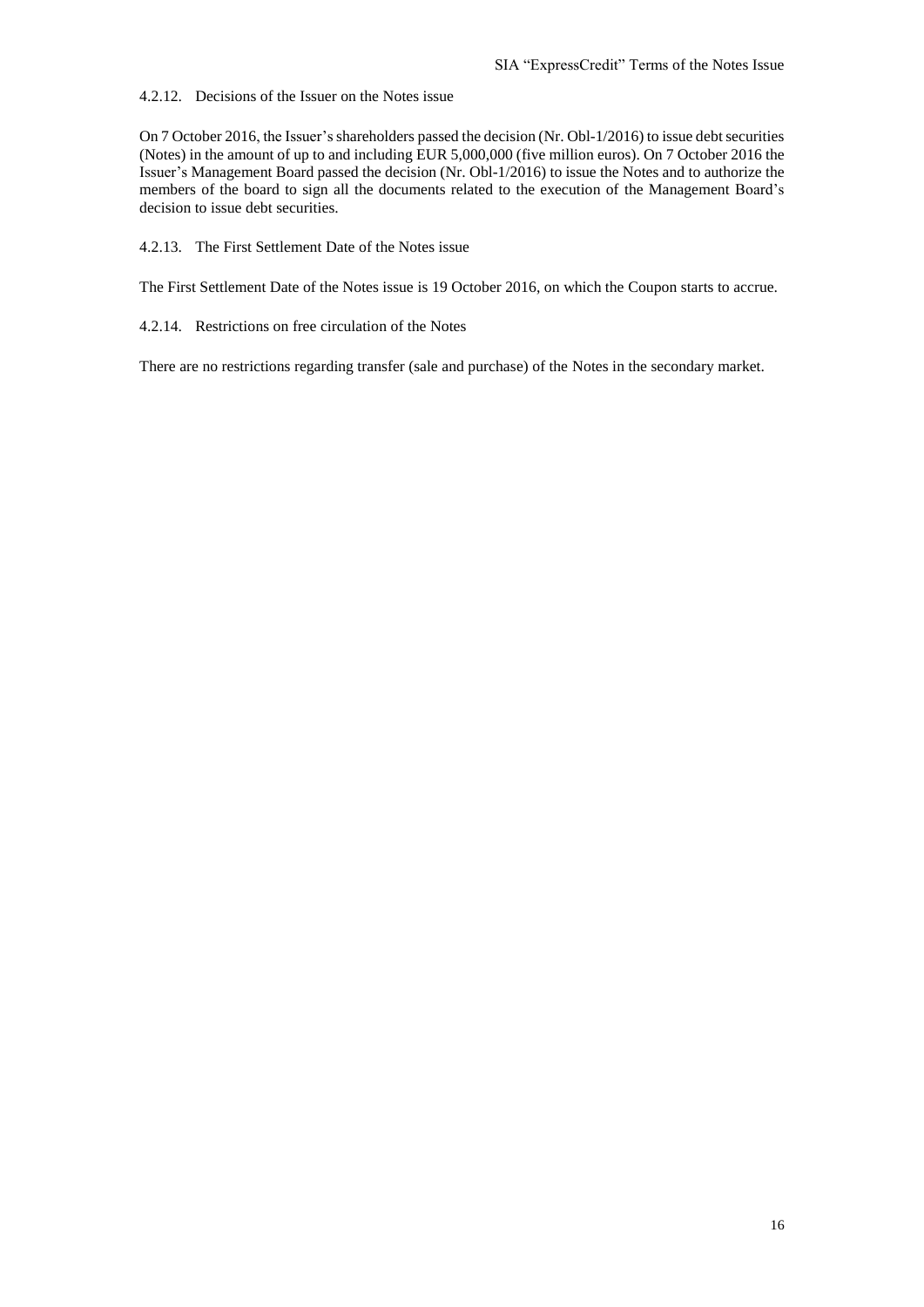#### 4.2.12. Decisions of the Issuer on the Notes issue

On 7 October 2016, the Issuer's shareholders passed the decision (Nr. Obl-1/2016) to issue debt securities (Notes) in the amount of up to and including EUR 5,000,000 (five million euros). On 7 October 2016 the Issuer's Management Board passed the decision (Nr. Obl-1/2016) to issue the Notes and to authorize the members of the board to sign all the documents related to the execution of the Management Board's decision to issue debt securities.

#### 4.2.13. The First Settlement Date of the Notes issue

The First Settlement Date of the Notes issue is 19 October 2016, on which the Coupon starts to accrue.

#### 4.2.14. Restrictions on free circulation of the Notes

There are no restrictions regarding transfer (sale and purchase) of the Notes in the secondary market.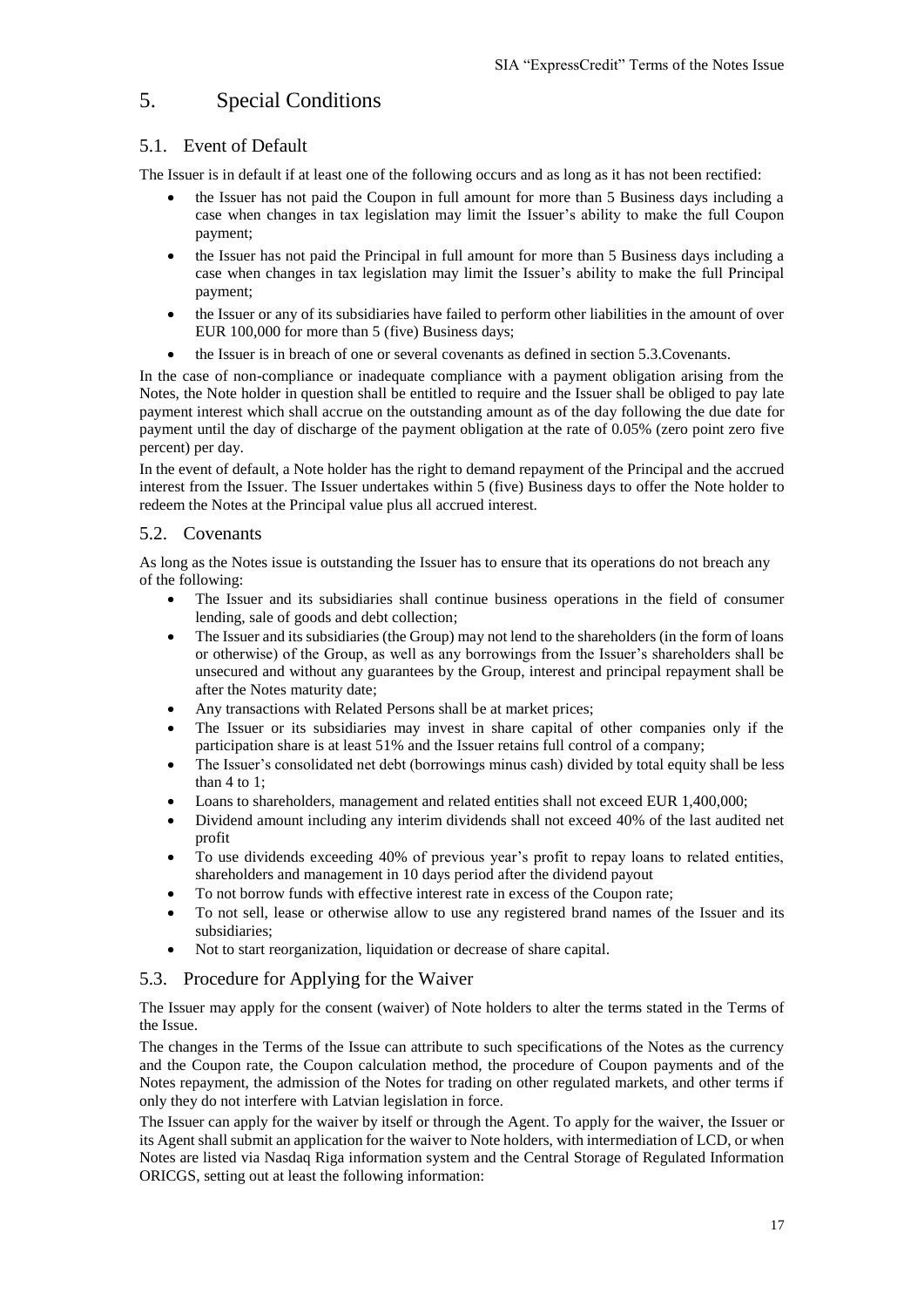# 5. Special Conditions

## 5.1. Event of Default

The Issuer is in default if at least one of the following occurs and as long as it has not been rectified:

- the Issuer has not paid the Coupon in full amount for more than 5 Business days including a case when changes in tax legislation may limit the Issuer's ability to make the full Coupon payment;
- the Issuer has not paid the Principal in full amount for more than 5 Business days including a case when changes in tax legislation may limit the Issuer's ability to make the full Principal payment;
- the Issuer or any of its subsidiaries have failed to perform other liabilities in the amount of over EUR 100,000 for more than 5 (five) Business days;
- the Issuer is in breach of one or several covenants as defined in section 5.3.Covenants.

In the case of non-compliance or inadequate compliance with a payment obligation arising from the Notes, the Note holder in question shall be entitled to require and the Issuer shall be obliged to pay late payment interest which shall accrue on the outstanding amount as of the day following the due date for payment until the day of discharge of the payment obligation at the rate of 0.05% (zero point zero five percent) per day.

In the event of default, a Note holder has the right to demand repayment of the Principal and the accrued interest from the Issuer. The Issuer undertakes within 5 (five) Business days to offer the Note holder to redeem the Notes at the Principal value plus all accrued interest.

## 5.2. Covenants

As long as the Notes issue is outstanding the Issuer has to ensure that its operations do not breach any of the following:

- The Issuer and its subsidiaries shall continue business operations in the field of consumer lending, sale of goods and debt collection;
- The Issuer and its subsidiaries (the Group) may not lend to the shareholders (in the form of loans or otherwise) of the Group, as well as any borrowings from the Issuer's shareholders shall be unsecured and without any guarantees by the Group, interest and principal repayment shall be after the Notes maturity date;
- Any transactions with Related Persons shall be at market prices;
- The Issuer or its subsidiaries may invest in share capital of other companies only if the participation share is at least 51% and the Issuer retains full control of a company;
- The Issuer's consolidated net debt (borrowings minus cash) divided by total equity shall be less than 4 to 1;
- Loans to shareholders, management and related entities shall not exceed EUR 1,400,000;
- Dividend amount including any interim dividends shall not exceed 40% of the last audited net profit
- To use dividends exceeding 40% of previous year's profit to repay loans to related entities, shareholders and management in 10 days period after the dividend payout
- To not borrow funds with effective interest rate in excess of the Coupon rate;
- To not sell, lease or otherwise allow to use any registered brand names of the Issuer and its subsidiaries;
- Not to start reorganization, liquidation or decrease of share capital.

## 5.3. Procedure for Applying for the Waiver

The Issuer may apply for the consent (waiver) of Note holders to alter the terms stated in the Terms of the Issue.

The changes in the Terms of the Issue can attribute to such specifications of the Notes as the currency and the Coupon rate, the Coupon calculation method, the procedure of Coupon payments and of the Notes repayment, the admission of the Notes for trading on other regulated markets, and other terms if only they do not interfere with Latvian legislation in force.

The Issuer can apply for the waiver by itself or through the Agent. To apply for the waiver, the Issuer or its Agent shall submit an application for the waiver to Note holders, with intermediation of LCD, or when Notes are listed via Nasdaq Riga information system and the Central Storage of Regulated Information ORICGS, setting out at least the following information: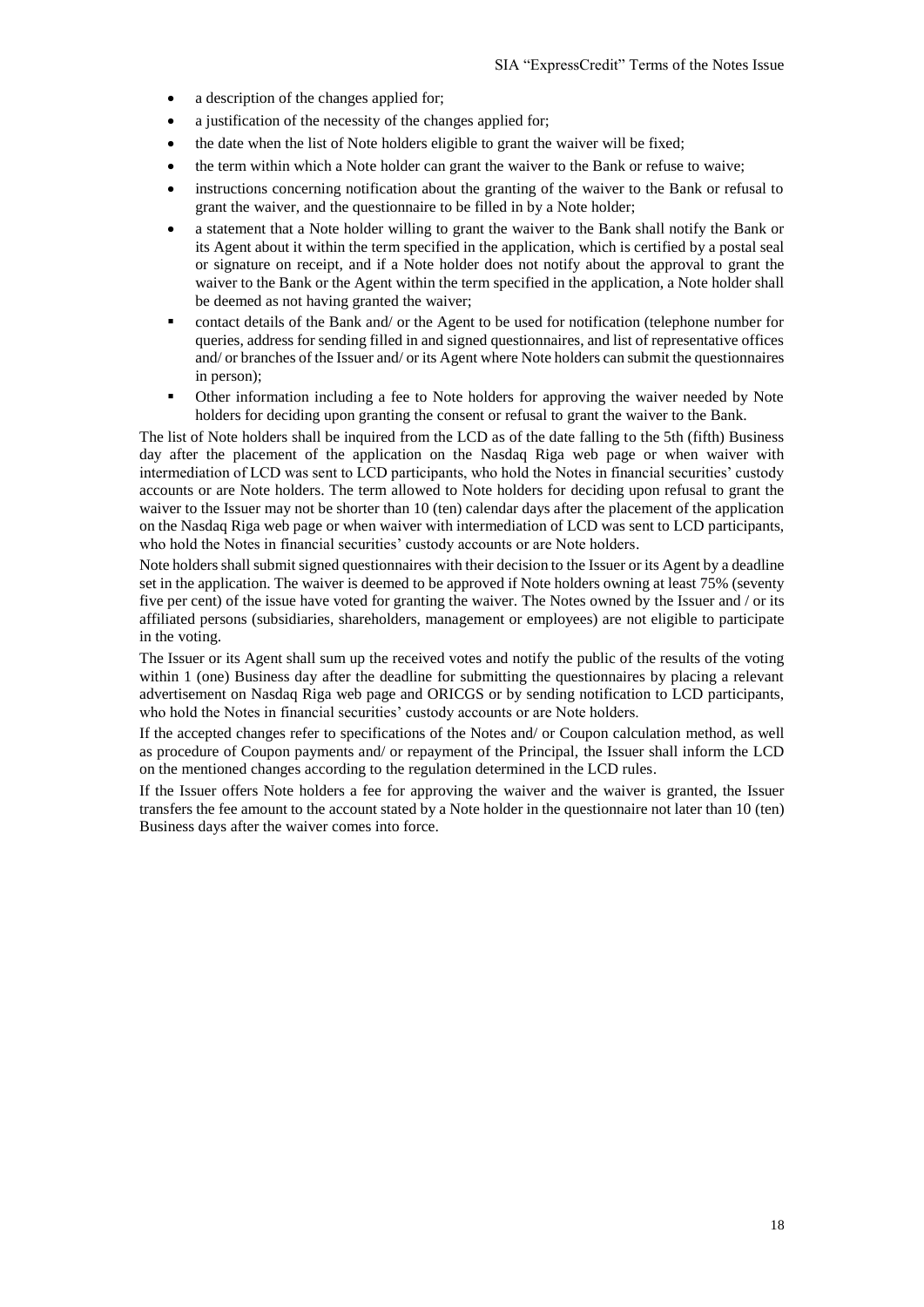- a description of the changes applied for;
- a justification of the necessity of the changes applied for;
- the date when the list of Note holders eligible to grant the waiver will be fixed;
- the term within which a Note holder can grant the waiver to the Bank or refuse to waive;
- instructions concerning notification about the granting of the waiver to the Bank or refusal to grant the waiver, and the questionnaire to be filled in by a Note holder;
- a statement that a Note holder willing to grant the waiver to the Bank shall notify the Bank or its Agent about it within the term specified in the application, which is certified by a postal seal or signature on receipt, and if a Note holder does not notify about the approval to grant the waiver to the Bank or the Agent within the term specified in the application, a Note holder shall be deemed as not having granted the waiver;
- contact details of the Bank and/ or the Agent to be used for notification (telephone number for queries, address for sending filled in and signed questionnaires, and list of representative offices and/ or branches of the Issuer and/ or its Agent where Note holders can submit the questionnaires in person);
- Other information including a fee to Note holders for approving the waiver needed by Note holders for deciding upon granting the consent or refusal to grant the waiver to the Bank.

The list of Note holders shall be inquired from the LCD as of the date falling to the 5th (fifth) Business day after the placement of the application on the Nasdaq Riga web page or when waiver with intermediation of LCD was sent to LCD participants, who hold the Notes in financial securities' custody accounts or are Note holders. The term allowed to Note holders for deciding upon refusal to grant the waiver to the Issuer may not be shorter than 10 (ten) calendar days after the placement of the application on the Nasdaq Riga web page or when waiver with intermediation of LCD was sent to LCD participants, who hold the Notes in financial securities' custody accounts or are Note holders.

Note holders shall submit signed questionnaires with their decision to the Issuer or its Agent by a deadline set in the application. The waiver is deemed to be approved if Note holders owning at least 75% (seventy five per cent) of the issue have voted for granting the waiver. The Notes owned by the Issuer and / or its affiliated persons (subsidiaries, shareholders, management or employees) are not eligible to participate in the voting.

The Issuer or its Agent shall sum up the received votes and notify the public of the results of the voting within 1 (one) Business day after the deadline for submitting the questionnaires by placing a relevant advertisement on Nasdaq Riga web page and ORICGS or by sending notification to LCD participants, who hold the Notes in financial securities' custody accounts or are Note holders.

If the accepted changes refer to specifications of the Notes and/ or Coupon calculation method, as well as procedure of Coupon payments and/ or repayment of the Principal, the Issuer shall inform the LCD on the mentioned changes according to the regulation determined in the LCD rules.

If the Issuer offers Note holders a fee for approving the waiver and the waiver is granted, the Issuer transfers the fee amount to the account stated by a Note holder in the questionnaire not later than 10 (ten) Business days after the waiver comes into force.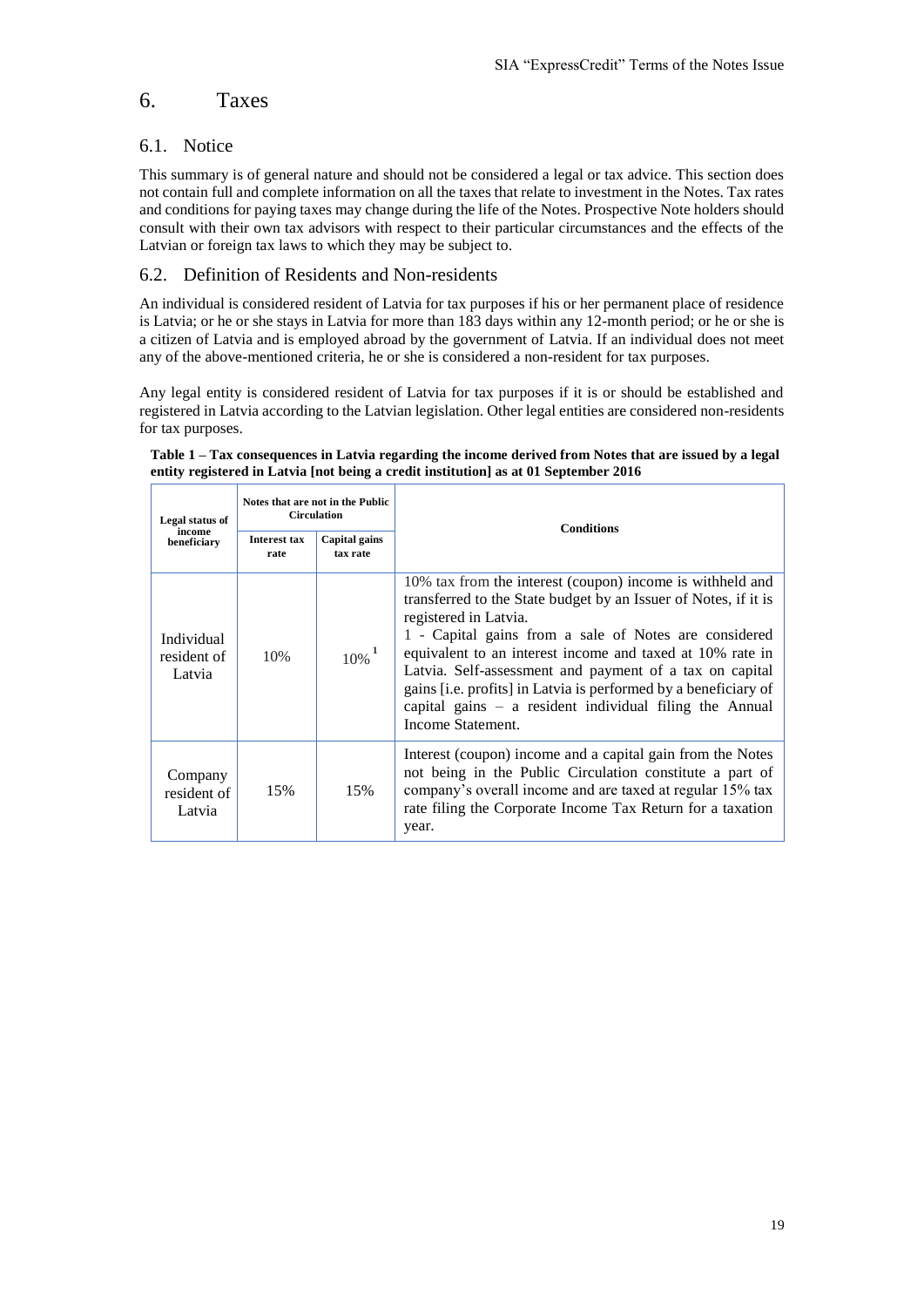# 6. Taxes

## 6.1. Notice

This summary is of general nature and should not be considered a legal or tax advice. This section does not contain full and complete information on all the taxes that relate to investment in the Notes. Tax rates and conditions for paying taxes may change during the life of the Notes. Prospective Note holders should consult with their own tax advisors with respect to their particular circumstances and the effects of the Latvian or foreign tax laws to which they may be subject to.

## 6.2. Definition of Residents and Non-residents

An individual is considered resident of Latvia for tax purposes if his or her permanent place of residence is Latvia; or he or she stays in Latvia for more than 183 days within any 12-month period; or he or she is a citizen of Latvia and is employed abroad by the government of Latvia. If an individual does not meet any of the above-mentioned criteria, he or she is considered a non-resident for tax purposes.

Any legal entity is considered resident of Latvia for tax purposes if it is or should be established and registered in Latvia according to the Latvian legislation. Other legal entities are considered non-residents for tax purposes.

**Table 1 – Tax consequences in Latvia regarding the income derived from Notes that are issued by a legal entity registered in Latvia [not being a credit institution] as at 01 September 2016**

| Legal status of income beneficiary | Notes that are not in the Public Circulation | | Conditions |
|---|---|---|---|
| | Interest tax rate | Capital gains tax rate | |
| Individual resident of Latvia | 10% | 10% [1] | 10% tax from the interest (coupon) income is withheld and transferred to the State budget by an Issuer of Notes, if it is registered in Latvia.<br>1 - Capital gains from a sale of Notes are considered equivalent to an interest income and taxed at 10% rate in Latvia. Self-assessment and payment of a tax on capital gains [i.e. profits] in Latvia is performed by a beneficiary of capital gains – a resident individual filing the Annual Income Statement. |
| Company resident of Latvia | 15% | 15% | Interest (coupon) income and a capital gain from the Notes not being in the Public Circulation constitute a part of company's overall income and are taxed at regular 15% tax rate filing the Corporate Income Tax Return for a taxation year. |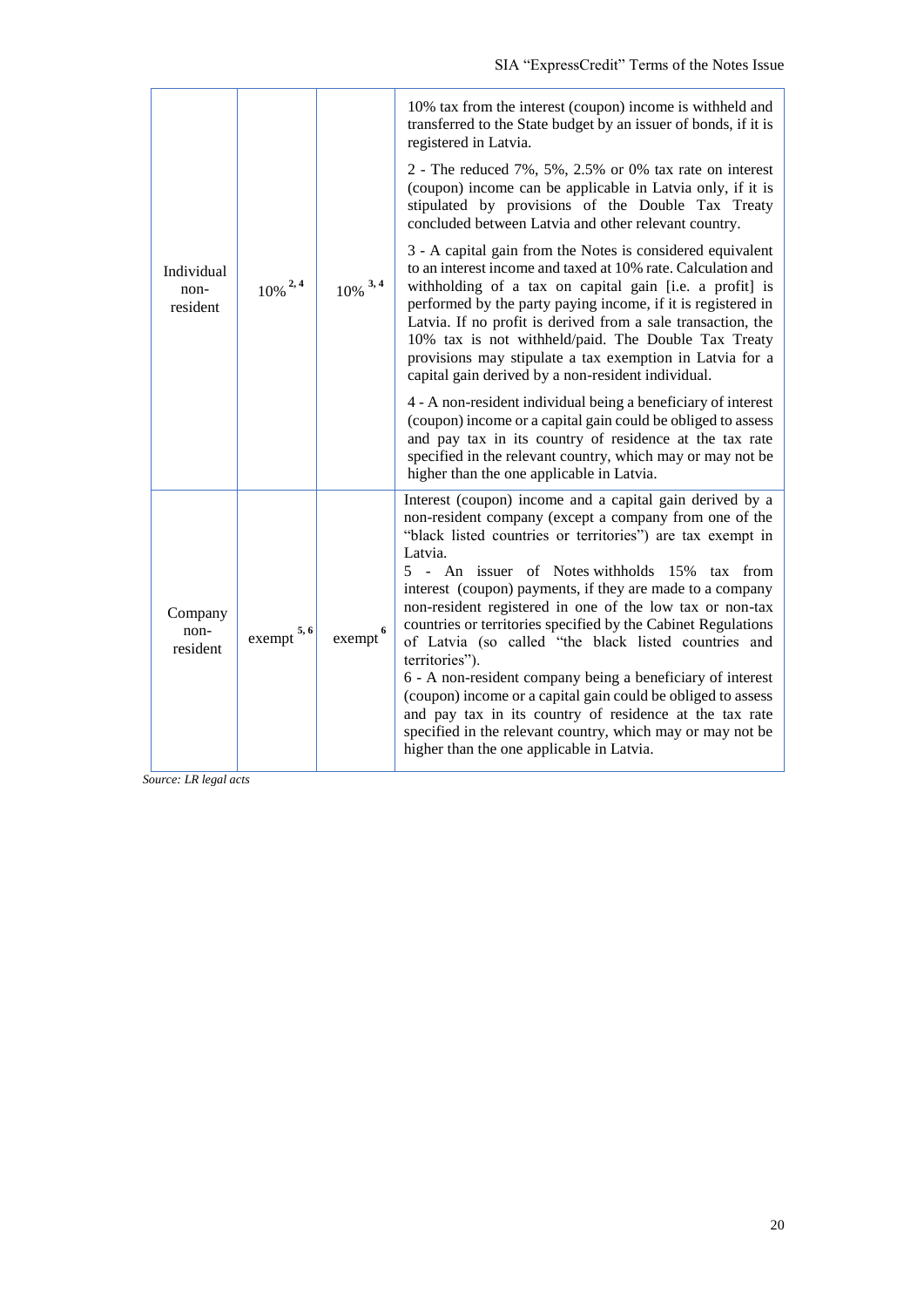| | | | |
|---|---|---|---|
| Individual non-resident | 10% [2, 4] | 10% [3, 4] | 10% tax from the interest (coupon) income is withheld and transferred to the State budget by an issuer of bonds, if it is registered in Latvia.<br><br>2 - The reduced 7%, 5%, 2.5% or 0% tax rate on interest (coupon) income can be applicable in Latvia only, if it is stipulated by provisions of the Double Tax Treaty concluded between Latvia and other relevant country.<br><br>3 - A capital gain from the Notes is considered equivalent to an interest income and taxed at 10% rate. Calculation and withholding of a tax on capital gain [i.e. a profit] is performed by the party paying income, if it is registered in Latvia. If no profit is derived from a sale transaction, the 10% tax is not withheld/paid. The Double Tax Treaty provisions may stipulate a tax exemption in Latvia for a capital gain derived by a non-resident individual.<br><br>4 - A non-resident individual being a beneficiary of interest (coupon) income or a capital gain could be obliged to assess and pay tax in its country of residence at the tax rate specified in the relevant country, which may or may not be higher than the one applicable in Latvia. |
| Company non-resident | exempt [5, 6] | exempt [6] | Interest (coupon) income and a capital gain derived by a non-resident company (except a company from one of the "black listed countries or territories") are tax exempt in Latvia.<br>5 - An issuer of Notes withholds 15% tax from interest (coupon) payments, if they are made to a company non-resident registered in one of the low tax or non-tax countries or territories specified by the Cabinet Regulations of Latvia (so called "the black listed countries and territories").<br>6 - A non-resident company being a beneficiary of interest (coupon) income or a capital gain could be obliged to assess and pay tax in its country of residence at the tax rate specified in the relevant country, which may or may not be higher than the one applicable in Latvia. |

*Source: LR legal acts*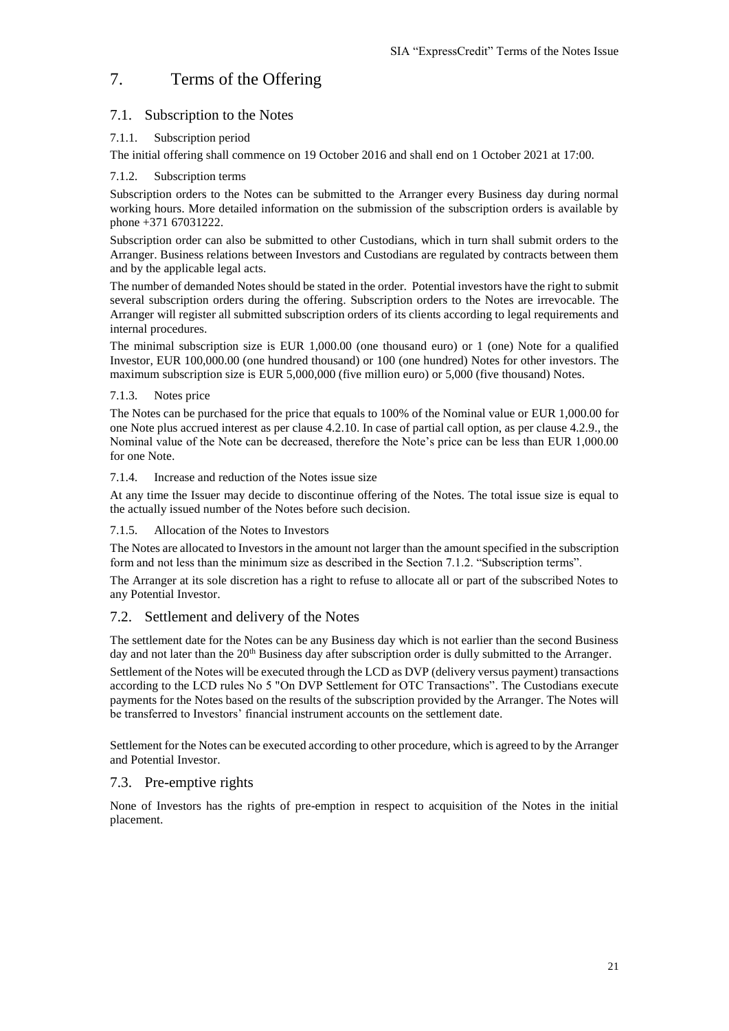# 7. Terms of the Offering

## 7.1. Subscription to the Notes

### 7.1.1. Subscription period

The initial offering shall commence on 19 October 2016 and shall end on 1 October 2021 at 17:00.

### 7.1.2. Subscription terms

Subscription orders to the Notes can be submitted to the Arranger every Business day during normal working hours. More detailed information on the submission of the subscription orders is available by phone +371 67031222.

Subscription order can also be submitted to other Custodians, which in turn shall submit orders to the Arranger. Business relations between Investors and Custodians are regulated by contracts between them and by the applicable legal acts.

The number of demanded Notes should be stated in the order. Potential investors have the right to submit several subscription orders during the offering. Subscription orders to the Notes are irrevocable. The Arranger will register all submitted subscription orders of its clients according to legal requirements and internal procedures.

The minimal subscription size is EUR 1,000.00 (one thousand euro) or 1 (one) Note for a qualified Investor, EUR 100,000.00 (one hundred thousand) or 100 (one hundred) Notes for other investors. The maximum subscription size is EUR 5,000,000 (five million euro) or 5,000 (five thousand) Notes.

### 7.1.3. Notes price

The Notes can be purchased for the price that equals to 100% of the Nominal value or EUR 1,000.00 for one Note plus accrued interest as per clause 4.2.10. In case of partial call option, as per clause 4.2.9., the Nominal value of the Note can be decreased, therefore the Note's price can be less than EUR 1,000.00 for one Note.

### 7.1.4. Increase and reduction of the Notes issue size

At any time the Issuer may decide to discontinue offering of the Notes. The total issue size is equal to the actually issued number of the Notes before such decision.

### 7.1.5. Allocation of the Notes to Investors

The Notes are allocated to Investors in the amount not larger than the amount specified in the subscription form and not less than the minimum size as described in the Section 7.1.2. "Subscription terms".

The Arranger at its sole discretion has a right to refuse to allocate all or part of the subscribed Notes to any Potential Investor.

## 7.2. Settlement and delivery of the Notes

The settlement date for the Notes can be any Business day which is not earlier than the second Business day and not later than the 20th Business day after subscription order is dully submitted to the Arranger.

Settlement of the Notes will be executed through the LCD as DVP (delivery versus payment) transactions according to the LCD rules No 5 "On DVP Settlement for OTC Transactions". The Custodians execute payments for the Notes based on the results of the subscription provided by the Arranger. The Notes will be transferred to Investors' financial instrument accounts on the settlement date.

Settlement for the Notes can be executed according to other procedure, which is agreed to by the Arranger and Potential Investor.

## 7.3. Pre-emptive rights

None of Investors has the rights of pre-emption in respect to acquisition of the Notes in the initial placement.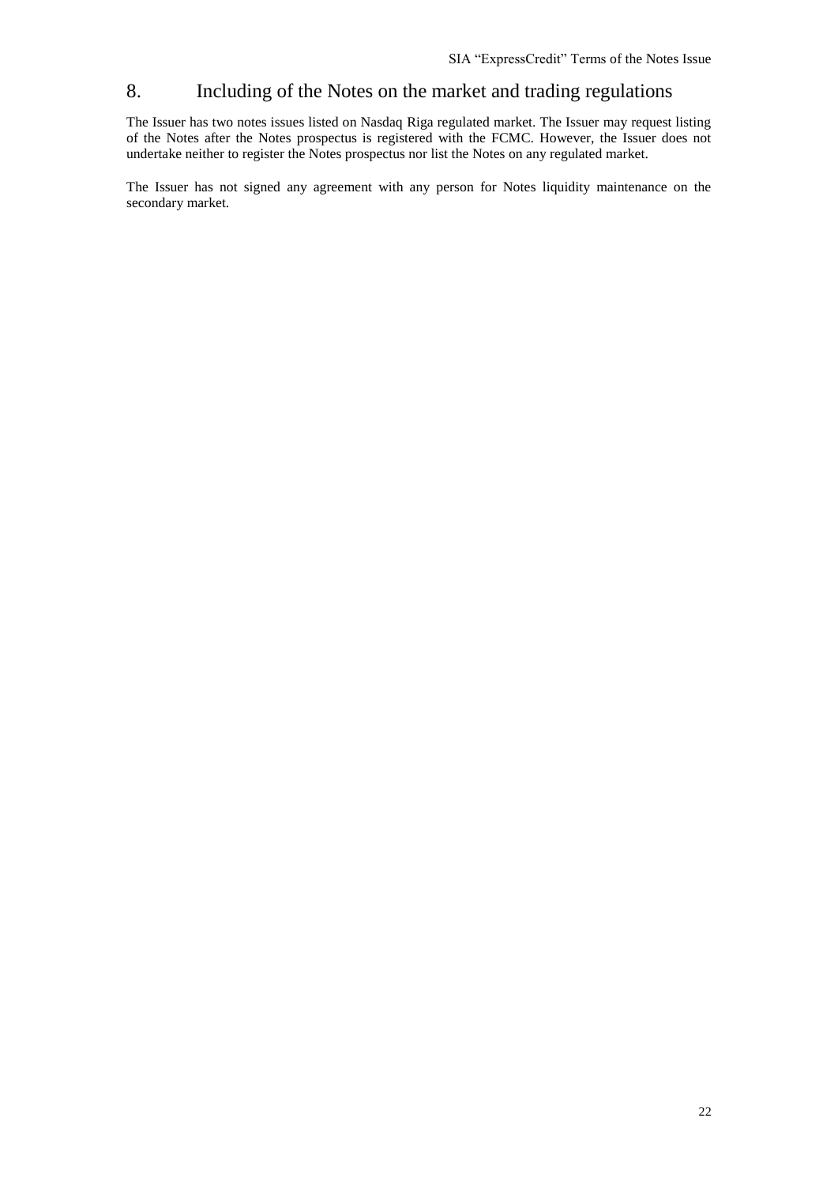## 8. Including of the Notes on the market and trading regulations

The Issuer has two notes issues listed on Nasdaq Riga regulated market. The Issuer may request listing of the Notes after the Notes prospectus is registered with the FCMC. However, the Issuer does not undertake neither to register the Notes prospectus nor list the Notes on any regulated market.

The Issuer has not signed any agreement with any person for Notes liquidity maintenance on the secondary market.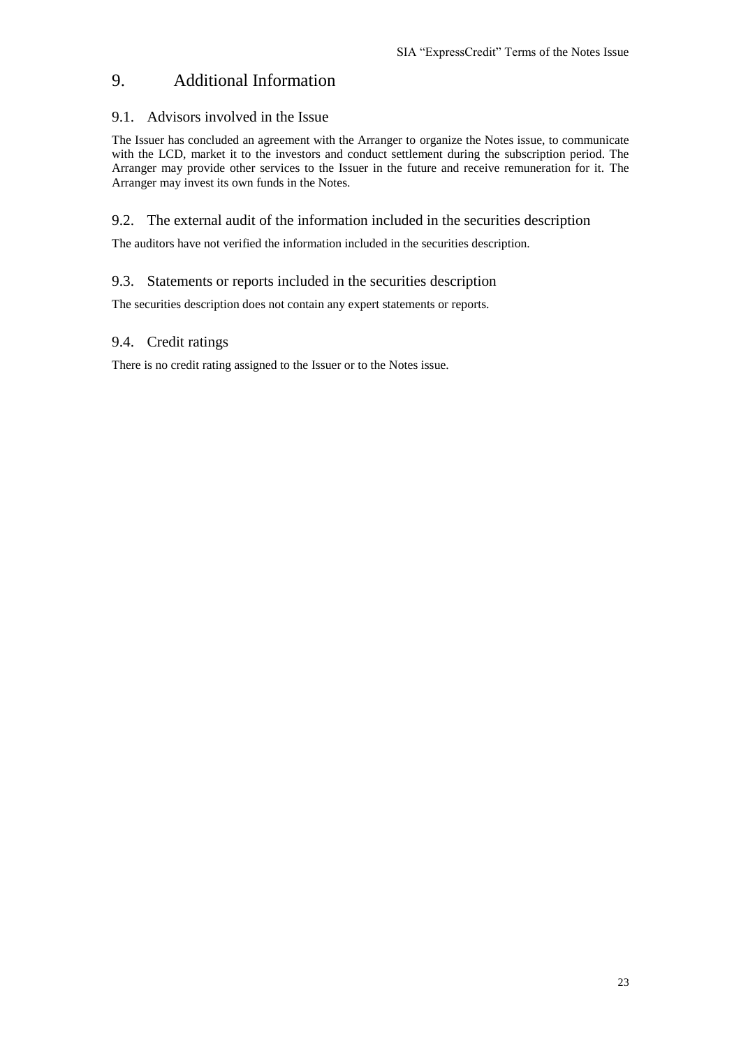# 9. Additional Information

## 9.1. Advisors involved in the Issue

The Issuer has concluded an agreement with the Arranger to organize the Notes issue, to communicate with the LCD, market it to the investors and conduct settlement during the subscription period. The Arranger may provide other services to the Issuer in the future and receive remuneration for it. The Arranger may invest its own funds in the Notes.

## 9.2. The external audit of the information included in the securities description

The auditors have not verified the information included in the securities description.

## 9.3. Statements or reports included in the securities description

The securities description does not contain any expert statements or reports.

## 9.4. Credit ratings

There is no credit rating assigned to the Issuer or to the Notes issue.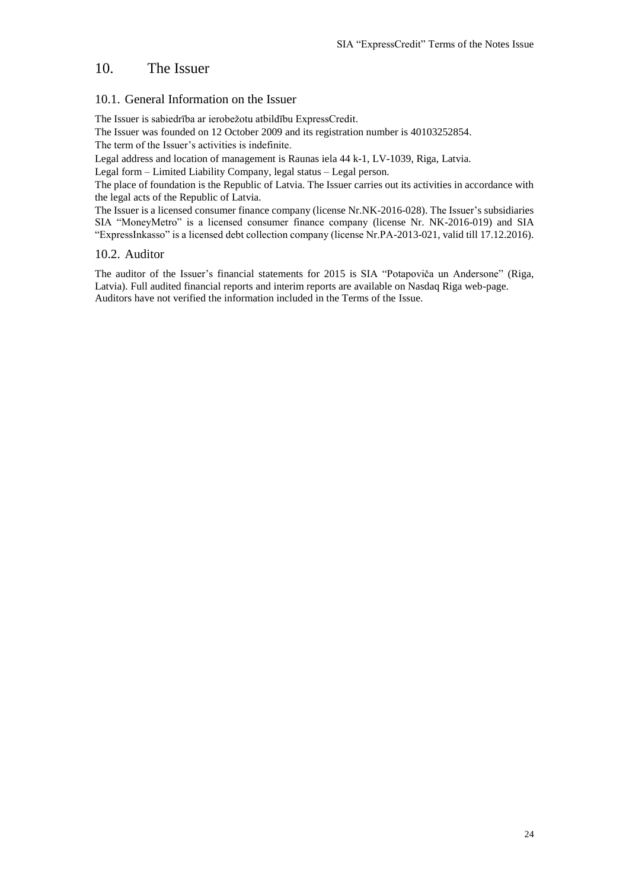# 10. The Issuer

## 10.1. General Information on the Issuer

The Issuer is sabiedrība ar ierobežotu atbildību ExpressCredit.

The Issuer was founded on 12 October 2009 and its registration number is 40103252854.

The term of the Issuer's activities is indefinite.

Legal address and location of management is Raunas iela 44 k-1, LV-1039, Riga, Latvia.

Legal form – Limited Liability Company, legal status – Legal person.

The place of foundation is the Republic of Latvia. The Issuer carries out its activities in accordance with the legal acts of the Republic of Latvia.

The Issuer is a licensed consumer finance company (license Nr.NK-2016-028). The Issuer's subsidiaries SIA "MoneyMetro" is a licensed consumer finance company (license Nr. NK-2016-019) and SIA "ExpressInkasso" is a licensed debt collection company (license Nr.PA-2013-021, valid till 17.12.2016).

## 10.2. Auditor

The auditor of the Issuer's financial statements for 2015 is SIA "Potapoviča un Andersone" (Riga, Latvia). Full audited financial reports and interim reports are available on Nasdaq Riga web-page. Auditors have not verified the information included in the Terms of the Issue.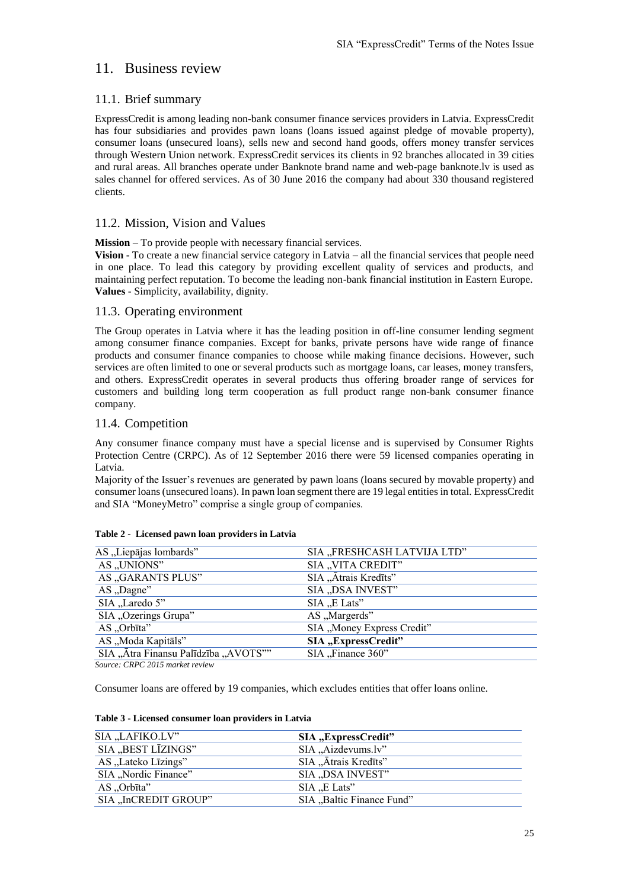# 11. Business review

## 11.1. Brief summary

ExpressCredit is among leading non-bank consumer finance services providers in Latvia. ExpressCredit has four subsidiaries and provides pawn loans (loans issued against pledge of movable property), consumer loans (unsecured loans), sells new and second hand goods, offers money transfer services through Western Union network. ExpressCredit services its clients in 92 branches allocated in 39 cities and rural areas. All branches operate under Banknote brand name and web-page banknote.lv is used as sales channel for offered services. As of 30 June 2016 the company had about 330 thousand registered clients.

## 11.2. Mission, Vision and Values

**Mission** – To provide people with necessary financial services.
**Vision** - To create a new financial service category in Latvia – all the financial services that people need in one place. To lead this category by providing excellent quality of services and products, and maintaining perfect reputation. To become the leading non-bank financial institution in Eastern Europe.
**Values** - Simplicity, availability, dignity.

## 11.3. Operating environment

The Group operates in Latvia where it has the leading position in off-line consumer lending segment among consumer finance companies. Except for banks, private persons have wide range of finance products and consumer finance companies to choose while making finance decisions. However, such services are often limited to one or several products such as mortgage loans, car leases, money transfers, and others. ExpressCredit operates in several products thus offering broader range of services for customers and building long term cooperation as full product range non-bank consumer finance company.

## 11.4. Competition

Any consumer finance company must have a special license and is supervised by Consumer Rights Protection Centre (CRPC). As of 12 September 2016 there were 59 licensed companies operating in Latvia.
Majority of the Issuer's revenues are generated by pawn loans (loans secured by movable property) and consumer loans (unsecured loans). In pawn loan segment there are 19 legal entities in total. ExpressCredit and SIA "MoneyMetro" comprise a single group of companies.

**Table 2 - Licensed pawn loan providers in Latvia**

| | |
|---|---|
| AS „Liepājas lombards" | SIA „FRESHCASH LATVIJA LTD" |
| AS „UNIONS" | SIA „VITA CREDIT" |
| AS „GARANTS PLUS" | SIA „Ātrais Kredīts" |
| AS „Dagne" | SIA „DSA INVEST" |
| SIA „Laredo 5" | SIA „E Lats" |
| SIA „Ozerings Grupa" | AS „Margerds" |
| AS „Orbīta" | SIA „Money Express Credit" |
| AS „Moda Kapitāls" | **SIA „ExpressCredit"** |
| SIA „Ātra Finansu Palīdzība „AVOTS"" | SIA „Finance 360" |

*Source: CRPC 2015 market review*

Consumer loans are offered by 19 companies, which excludes entities that offer loans online.

**Table 3 - Licensed consumer loan providers in Latvia**

| | |
|---|---|
| SIA „LAFIKO.LV" | **SIA „ExpressCredit"** |
| SIA „BEST LĪZINGS" | SIA „Aizdevums.lv" |
| AS „Lateko Līzings" | SIA „Ātrais Kredīts" |
| SIA „Nordic Finance" | SIA „DSA INVEST" |
| AS „Orbīta" | SIA „E Lats" |
| SIA „InCREDIT GROUP" | SIA „Baltic Finance Fund" |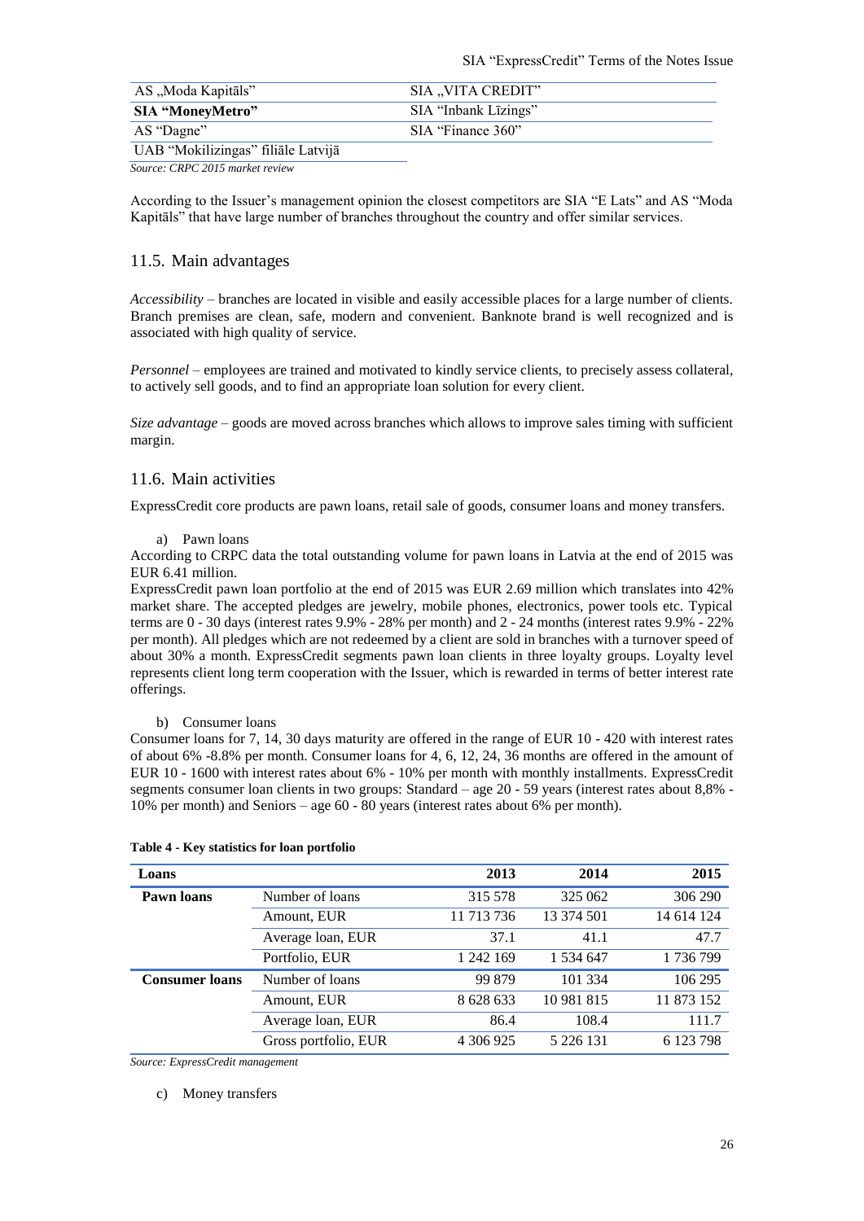| AS „Moda Kapitāls" | SIA „VITA CREDIT" |
|---|---|
| **SIA "MoneyMetro"** | SIA "Inbank Līzings" |
| AS "Dagne" | SIA "Finance 360" |
| UAB "Mokilizingas" filiāle Latvijā | |

*Source: CRPC 2015 market review*

According to the Issuer's management opinion the closest competitors are SIA "E Lats" and AS "Moda Kapitāls" that have large number of branches throughout the country and offer similar services.

## 11.5. Main advantages

*Accessibility* – branches are located in visible and easily accessible places for a large number of clients. Branch premises are clean, safe, modern and convenient. Banknote brand is well recognized and is associated with high quality of service.

*Personnel* – employees are trained and motivated to kindly service clients, to precisely assess collateral, to actively sell goods, and to find an appropriate loan solution for every client.

*Size advantage* – goods are moved across branches which allows to improve sales timing with sufficient margin.

## 11.6. Main activities

ExpressCredit core products are pawn loans, retail sale of goods, consumer loans and money transfers.

a) Pawn loans

According to CRPC data the total outstanding volume for pawn loans in Latvia at the end of 2015 was EUR 6.41 million.

ExpressCredit pawn loan portfolio at the end of 2015 was EUR 2.69 million which translates into 42% market share. The accepted pledges are jewelry, mobile phones, electronics, power tools etc. Typical terms are 0 - 30 days (interest rates 9.9% - 28% per month) and 2 - 24 months (interest rates 9.9% - 22% per month). All pledges which are not redeemed by a client are sold in branches with a turnover speed of about 30% a month. ExpressCredit segments pawn loan clients in three loyalty groups. Loyalty level represents client long term cooperation with the Issuer, which is rewarded in terms of better interest rate offerings.

b) Consumer loans

Consumer loans for 7, 14, 30 days maturity are offered in the range of EUR 10 - 420 with interest rates of about 6% -8.8% per month. Consumer loans for 4, 6, 12, 24, 36 months are offered in the amount of EUR 10 - 1600 with interest rates about 6% - 10% per month with monthly installments. ExpressCredit segments consumer loan clients in two groups: Standard – age 20 - 59 years (interest rates about 8,8% - 10% per month) and Seniors – age 60 - 80 years (interest rates about 6% per month).

**Table 4 - Key statistics for loan portfolio**

| Loans | | 2013 | 2014 | 2015 |
|---|---|---|---|---|
| **Pawn loans** | Number of loans | 315 578 | 325 062 | 306 290 |
| | Amount, EUR | 11 713 736 | 13 374 501 | 14 614 124 |
| | Average loan, EUR | 37.1 | 41.1 | 47.7 |
| | Portfolio, EUR | 1 242 169 | 1 534 647 | 1 736 799 |
| **Consumer loans** | Number of loans | 99 879 | 101 334 | 106 295 |
| | Amount, EUR | 8 628 633 | 10 981 815 | 11 873 152 |
| | Average loan, EUR | 86.4 | 108.4 | 111.7 |
| | Gross portfolio, EUR | 4 306 925 | 5 226 131 | 6 123 798 |

*Source: ExpressCredit management*

c) Money transfers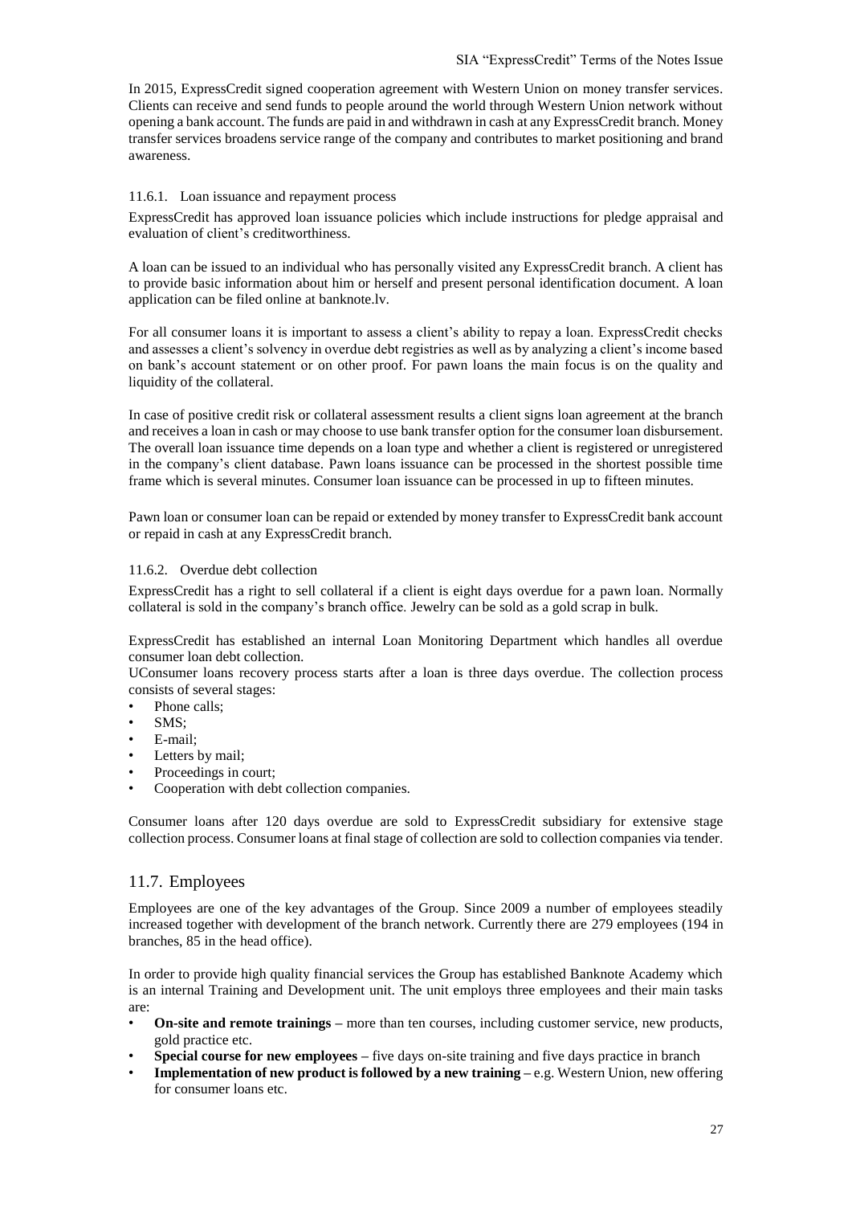In 2015, ExpressCredit signed cooperation agreement with Western Union on money transfer services. Clients can receive and send funds to people around the world through Western Union network without opening a bank account. The funds are paid in and withdrawn in cash at any ExpressCredit branch. Money transfer services broadens service range of the company and contributes to market positioning and brand awareness.

#### 11.6.1. Loan issuance and repayment process

ExpressCredit has approved loan issuance policies which include instructions for pledge appraisal and evaluation of client's creditworthiness.

A loan can be issued to an individual who has personally visited any ExpressCredit branch. A client has to provide basic information about him or herself and present personal identification document. A loan application can be filed online at banknote.lv.

For all consumer loans it is important to assess a client's ability to repay a loan. ExpressCredit checks and assesses a client's solvency in overdue debt registries as well as by analyzing a client's income based on bank's account statement or on other proof. For pawn loans the main focus is on the quality and liquidity of the collateral.

In case of positive credit risk or collateral assessment results a client signs loan agreement at the branch and receives a loan in cash or may choose to use bank transfer option for the consumer loan disbursement. The overall loan issuance time depends on a loan type and whether a client is registered or unregistered in the company's client database. Pawn loans issuance can be processed in the shortest possible time frame which is several minutes. Consumer loan issuance can be processed in up to fifteen minutes.

Pawn loan or consumer loan can be repaid or extended by money transfer to ExpressCredit bank account or repaid in cash at any ExpressCredit branch.

#### 11.6.2. Overdue debt collection

ExpressCredit has a right to sell collateral if a client is eight days overdue for a pawn loan. Normally collateral is sold in the company's branch office. Jewelry can be sold as a gold scrap in bulk.

ExpressCredit has established an internal Loan Monitoring Department which handles all overdue consumer loan debt collection.
UConsumer loans recovery process starts after a loan is three days overdue. The collection process consists of several stages:

- Phone calls;
- SMS;
- E-mail;
- Letters by mail;
- Proceedings in court;
- Cooperation with debt collection companies.

Consumer loans after 120 days overdue are sold to ExpressCredit subsidiary for extensive stage collection process. Consumer loans at final stage of collection are sold to collection companies via tender.

## 11.7. Employees

Employees are one of the key advantages of the Group. Since 2009 a number of employees steadily increased together with development of the branch network. Currently there are 279 employees (194 in branches, 85 in the head office).

In order to provide high quality financial services the Group has established Banknote Academy which is an internal Training and Development unit. The unit employs three employees and their main tasks are:

- **On-site and remote trainings –** more than ten courses, including customer service, new products, gold practice etc.
- **Special course for new employees –** five days on-site training and five days practice in branch
- **Implementation of new product is followed by a new training –** e.g. Western Union, new offering for consumer loans etc.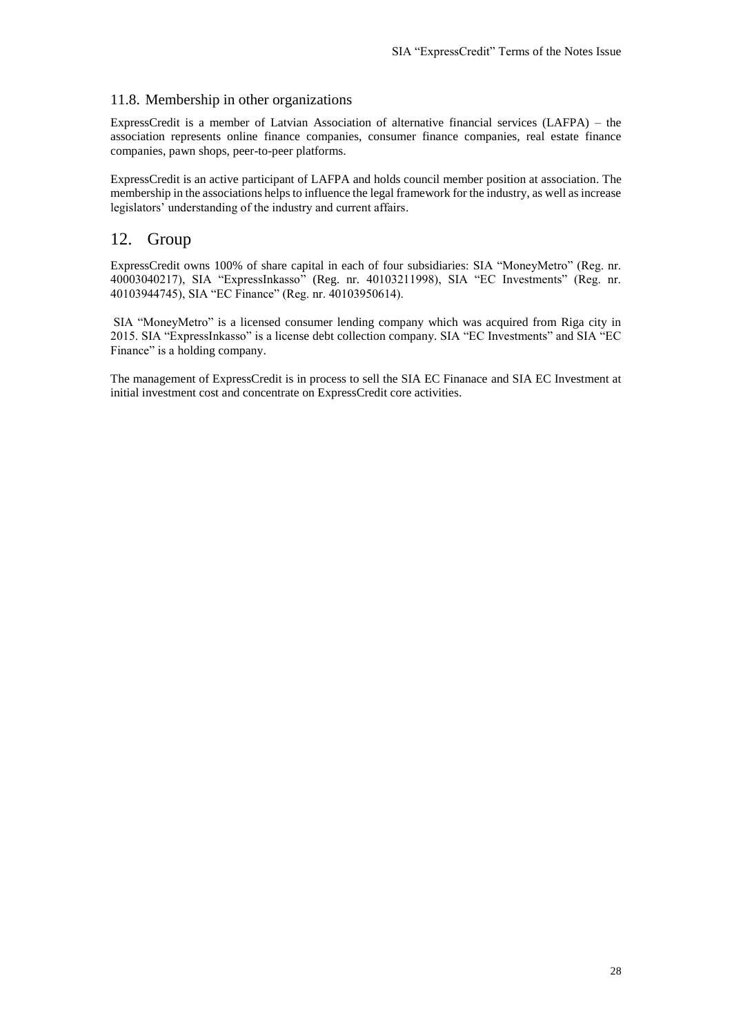### 11.8. Membership in other organizations

ExpressCredit is a member of Latvian Association of alternative financial services (LAFPA) – the association represents online finance companies, consumer finance companies, real estate finance companies, pawn shops, peer-to-peer platforms.

ExpressCredit is an active participant of LAFPA and holds council member position at association. The membership in the associations helps to influence the legal framework for the industry, as well as increase legislators' understanding of the industry and current affairs.

## 12. Group

ExpressCredit owns 100% of share capital in each of four subsidiaries: SIA "MoneyMetro" (Reg. nr. 40003040217), SIA "ExpressInkasso" (Reg. nr. 40103211998), SIA "EC Investments" (Reg. nr. 40103944745), SIA "EC Finance" (Reg. nr. 40103950614).

SIA "MoneyMetro" is a licensed consumer lending company which was acquired from Riga city in 2015. SIA "ExpressInkasso" is a license debt collection company. SIA "EC Investments" and SIA "EC Finance" is a holding company.

The management of ExpressCredit is in process to sell the SIA EC Finanace and SIA EC Investment at initial investment cost and concentrate on ExpressCredit core activities.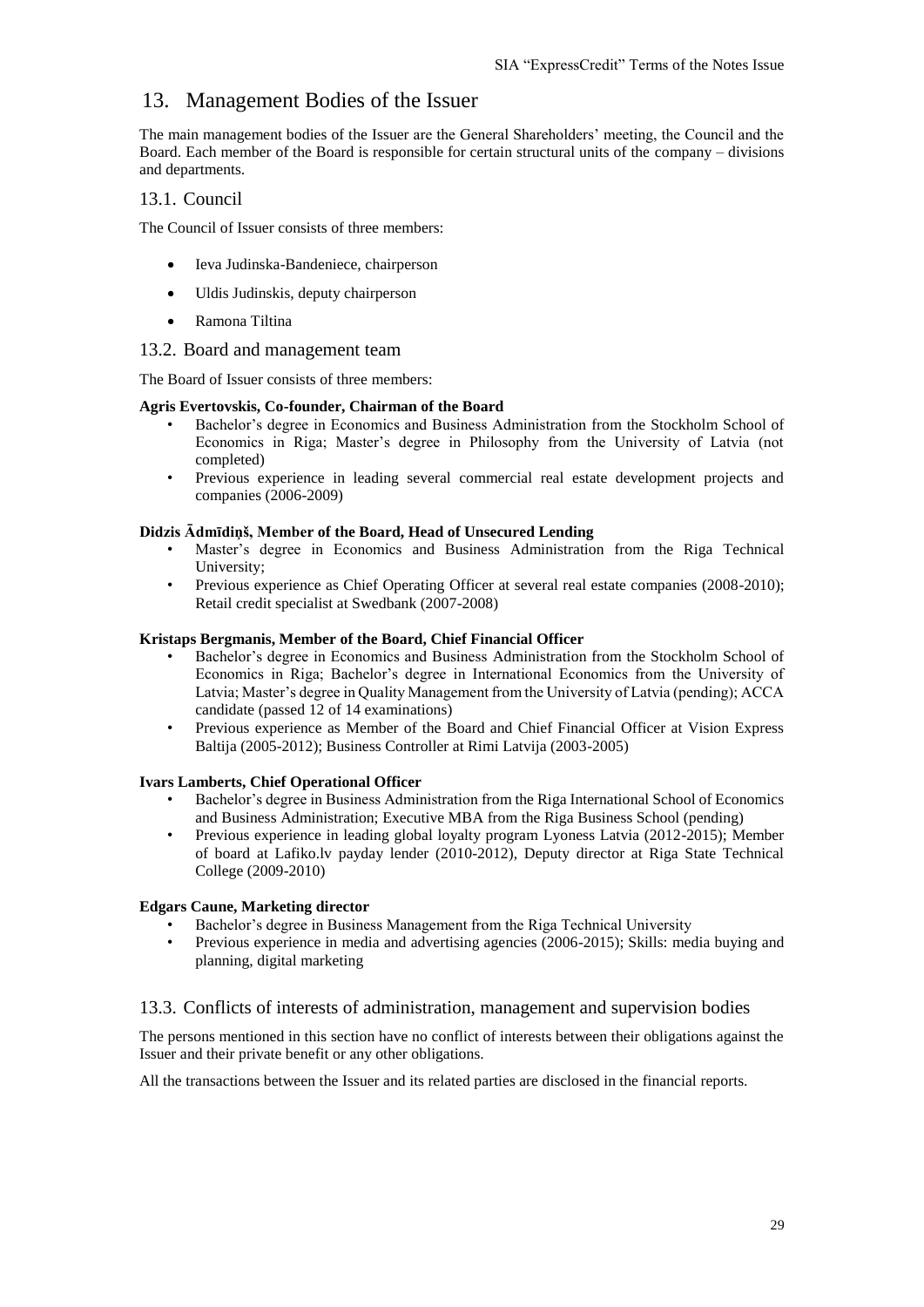# 13. Management Bodies of the Issuer

The main management bodies of the Issuer are the General Shareholders' meeting, the Council and the Board. Each member of the Board is responsible for certain structural units of the company – divisions and departments.

## 13.1. Council

The Council of Issuer consists of three members:

- Ieva Judinska-Bandeniece, chairperson
- Uldis Judinskis, deputy chairperson
- Ramona Tiltina

## 13.2. Board and management team

The Board of Issuer consists of three members:

**Agris Evertovskis, Co-founder, Chairman of the Board**

- Bachelor's degree in Economics and Business Administration from the Stockholm School of Economics in Riga; Master's degree in Philosophy from the University of Latvia (not completed)
- Previous experience in leading several commercial real estate development projects and companies (2006-2009)

**Didzis Ādmīdiņš, Member of the Board, Head of Unsecured Lending**

- Master's degree in Economics and Business Administration from the Riga Technical University;
- Previous experience as Chief Operating Officer at several real estate companies (2008-2010); Retail credit specialist at Swedbank (2007-2008)

**Kristaps Bergmanis, Member of the Board, Chief Financial Officer**

- Bachelor's degree in Economics and Business Administration from the Stockholm School of Economics in Riga; Bachelor's degree in International Economics from the University of Latvia; Master's degree in Quality Management from the University of Latvia (pending); ACCA candidate (passed 12 of 14 examinations)
- Previous experience as Member of the Board and Chief Financial Officer at Vision Express Baltija (2005-2012); Business Controller at Rimi Latvija (2003-2005)

**Ivars Lamberts, Chief Operational Officer**

- Bachelor's degree in Business Administration from the Riga International School of Economics and Business Administration; Executive MBA from the Riga Business School (pending)
- Previous experience in leading global loyalty program Lyoness Latvia (2012-2015); Member of board at Lafiko.lv payday lender (2010-2012), Deputy director at Riga State Technical College (2009-2010)

**Edgars Caune, Marketing director**

- Bachelor's degree in Business Management from the Riga Technical University
- Previous experience in media and advertising agencies (2006-2015); Skills: media buying and planning, digital marketing

## 13.3. Conflicts of interests of administration, management and supervision bodies

The persons mentioned in this section have no conflict of interests between their obligations against the Issuer and their private benefit or any other obligations.

All the transactions between the Issuer and its related parties are disclosed in the financial reports.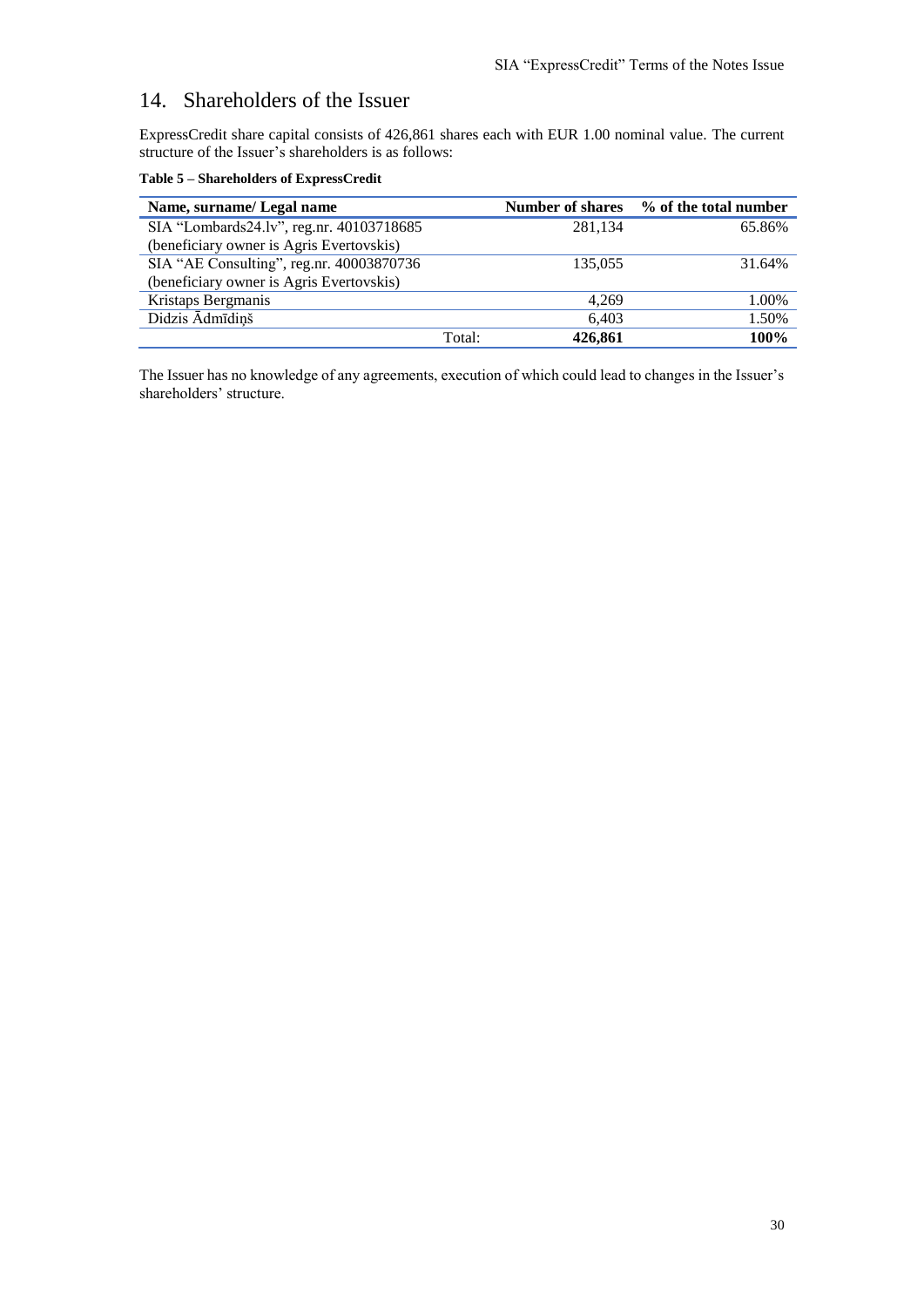# 14. Shareholders of the Issuer

ExpressCredit share capital consists of 426,861 shares each with EUR 1.00 nominal value. The current structure of the Issuer's shareholders is as follows:

**Table 5 – Shareholders of ExpressCredit**

| Name, surname/ Legal name | Number of shares | % of the total number |
|---|---|---|
| SIA "Lombards24.lv", reg.nr. 40103718685 (beneficiary owner is Agris Evertovskis) | 281,134 | 65.86% |
| SIA "AE Consulting", reg.nr. 40003870736 (beneficiary owner is Agris Evertovskis) | 135,055 | 31.64% |
| Kristaps Bergmanis | 4,269 | 1.00% |
| Didzis Ādmīdiņš | 6,403 | 1.50% |
| Total: | **426,861** | **100%** |

The Issuer has no knowledge of any agreements, execution of which could lead to changes in the Issuer's shareholders' structure.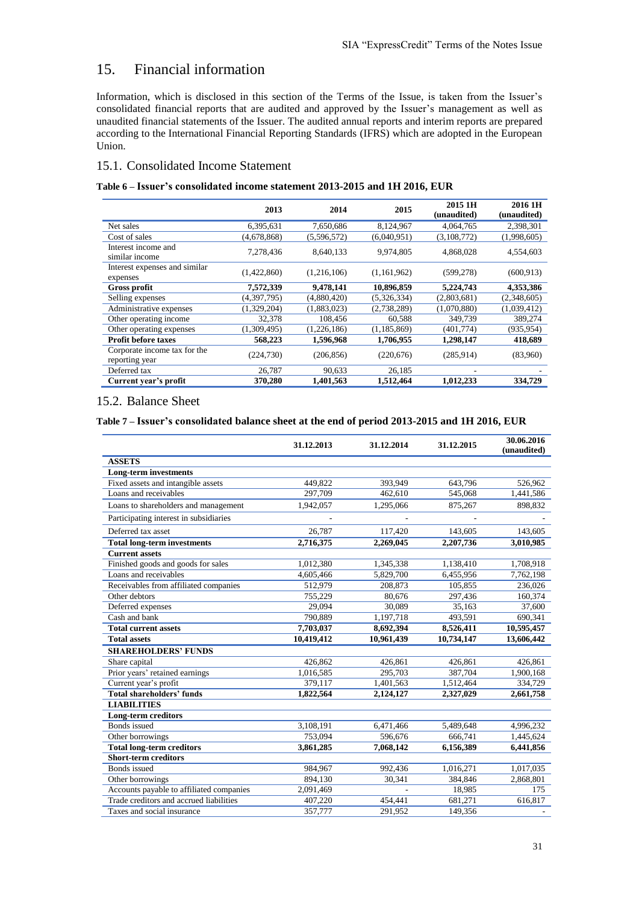# 15. Financial information

Information, which is disclosed in this section of the Terms of the Issue, is taken from the Issuer's consolidated financial reports that are audited and approved by the Issuer's management as well as unaudited financial statements of the Issuer. The audited annual reports and interim reports are prepared according to the International Financial Reporting Standards (IFRS) which are adopted in the European Union.

## 15.1. Consolidated Income Statement

**Table 6 – Issuer's consolidated income statement 2013-2015 and 1H 2016, EUR**

| | 2013 | 2014 | 2015 | 2015 1H (unaudited) | 2016 1H (unaudited) |
|---|---|---|---|---|---|
| Net sales | 6,395,631 | 7,650,686 | 8,124,967 | 4,064,765 | 2,398,301 |
| Cost of sales | (4,678,868) | (5,596,572) | (6,040,951) | (3,108,772) | (1,998,605) |
| Interest income and similar income | 7,278,436 | 8,640,133 | 9,974,805 | 4,868,028 | 4,554,603 |
| Interest expenses and similar expenses | (1,422,860) | (1,216,106) | (1,161,962) | (599,278) | (600,913) |
| **Gross profit** | **7,572,339** | **9,478,141** | **10,896,859** | **5,224,743** | **4,353,386** |
| Selling expenses | (4,397,795) | (4,880,420) | (5,326,334) | (2,803,681) | (2,348,605) |
| Administrative expenses | (1,329,204) | (1,883,023) | (2,738,289) | (1,070,880) | (1,039,412) |
| Other operating income | 32,378 | 108,456 | 60,588 | 349,739 | 389,274 |
| Other operating expenses | (1,309,495) | (1,226,186) | (1,185,869) | (401,774) | (935,954) |
| **Profit before taxes** | **568,223** | **1,596,968** | **1,706,955** | **1,298,147** | **418,689** |
| Corporate income tax for the reporting year | (224,730) | (206,856) | (220,676) | (285,914) | (83,960) |
| Deferred tax | 26,787 | 90,633 | 26,185 | - | - |
| **Current year's profit** | **370,280** | **1,401,563** | **1,512,464** | **1,012,233** | **334,729** |

## 15.2. Balance Sheet

**Table 7 – Issuer's consolidated balance sheet at the end of period 2013-2015 and 1H 2016, EUR**

| | 31.12.2013 | 31.12.2014 | 31.12.2015 | 30.06.2016 (unaudited) |
|---|---|---|---|---|
| **ASSETS** | | | | |
| **Long-term investments** | | | | |
| Fixed assets and intangible assets | 449,822 | 393,949 | 643,796 | 526,962 |
| Loans and receivables | 297,709 | 462,610 | 545,068 | 1,441,586 |
| Loans to shareholders and management | 1,942,057 | 1,295,066 | 875,267 | 898,832 |
| Participating interest in subsidiaries | - | - | - | - |
| Deferred tax asset | 26,787 | 117,420 | 143,605 | 143,605 |
| **Total long-term investments** | **2,716,375** | **2,269,045** | **2,207,736** | **3,010,985** |
| **Current assets** | | | | |
| Finished goods and goods for sales | 1,012,380 | 1,345,338 | 1,138,410 | 1,708,918 |
| Loans and receivables | 4,605,466 | 5,829,700 | 6,455,956 | 7,762,198 |
| Receivables from affiliated companies | 512,979 | 208,873 | 105,855 | 236,026 |
| Other debtors | 755,229 | 80,676 | 297,436 | 160,374 |
| Deferred expenses | 29,094 | 30,089 | 35,163 | 37,600 |
| Cash and bank | 790,889 | 1,197,718 | 493,591 | 690,341 |
| **Total current assets** | **7,703,037** | **8,692,394** | **8,526,411** | **10,595,457** |
| **Total assets** | **10,419,412** | **10,961,439** | **10,734,147** | **13,606,442** |
| **SHAREHOLDERS' FUNDS** | | | | |
| Share capital | 426,862 | 426,861 | 426,861 | 426,861 |
| Prior years' retained earnings | 1,016,585 | 295,703 | 387,704 | 1,900,168 |
| Current year's profit | 379,117 | 1,401,563 | 1,512,464 | 334,729 |
| **Total shareholders' funds** | **1,822,564** | **2,124,127** | **2,327,029** | **2,661,758** |
| **LIABILITIES** | | | | |
| **Long-term creditors** | | | | |
| Bonds issued | 3,108,191 | 6,471,466 | 5,489,648 | 4,996,232 |
| Other borrowings | 753,094 | 596,676 | 666,741 | 1,445,624 |
| **Total long-term creditors** | **3,861,285** | **7,068,142** | **6,156,389** | **6,441,856** |
| **Short-term creditors** | | | | |
| Bonds issued | 984,967 | 992,436 | 1,016,271 | 1,017,035 |
| Other borrowings | 894,130 | 30,341 | 384,846 | 2,868,801 |
| Accounts payable to affiliated companies | 2,091,469 | - | 18,985 | 175 |
| Trade creditors and accrued liabilities | 407,220 | 454,441 | 681,271 | 616,817 |
| Taxes and social insurance | 357,777 | 291,952 | 149,356 | - |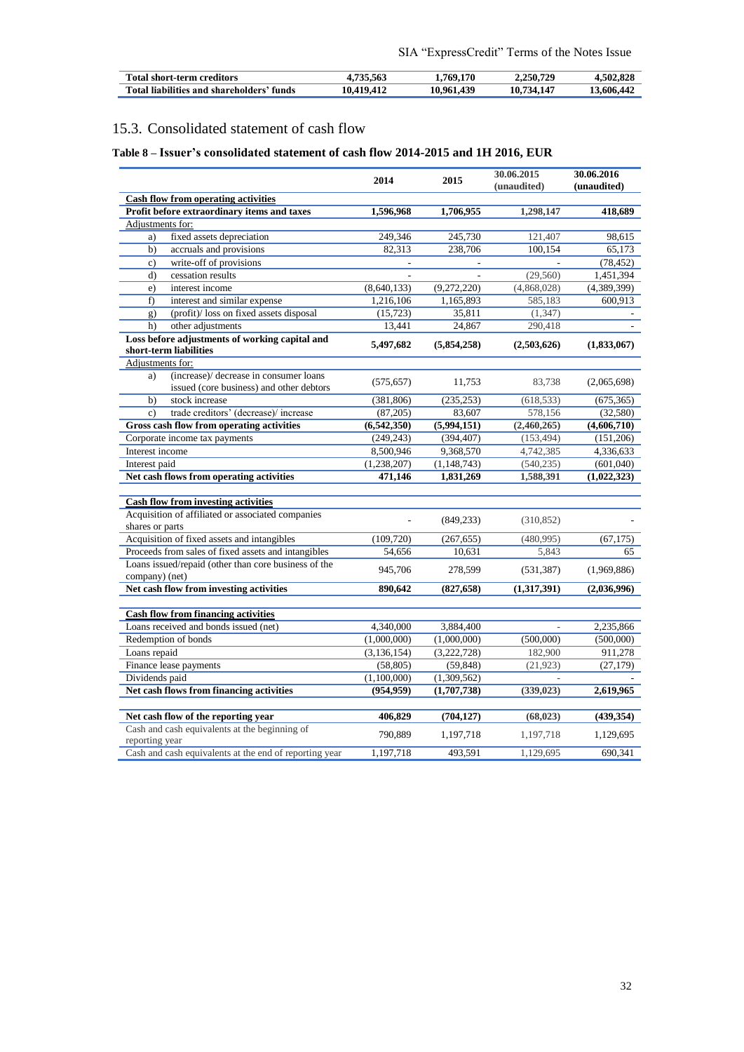| | | | | |
|---|---|---|---|---|
| **Total short-term creditors** | **4,735,563** | **1,769,170** | **2,250,729** | **4,502,828** |
| **Total liabilities and shareholders' funds** | **10,419,412** | **10,961,439** | **10,734,147** | **13,606,442** |

## 15.3. Consolidated statement of cash flow

### Table 8 – Issuer's consolidated statement of cash flow 2014-2015 and 1H 2016, EUR

| | 2014 | 2015 | 30.06.2015 (unaudited) | 30.06.2016 (unaudited) |
|---|---|---|---|---|
| **Cash flow from operating activities** | | | | |
| **Profit before extraordinary items and taxes** | **1,596,968** | **1,706,955** | **1,298,147** | **418,689** |
| Adjustments for: | | | | |
| a) fixed assets depreciation | 249,346 | 245,730 | 121,407 | 98,615 |
| b) accruals and provisions | 82,313 | 238,706 | 100,154 | 65,173 |
| c) write-off of provisions | - | - | - | (78,452) |
| d) cessation results | - | - | (29,560) | 1,451,394 |
| e) interest income | (8,640,133) | (9,272,220) | (4,868,028) | (4,389,399) |
| f) interest and similar expense | 1,216,106 | 1,165,893 | 585,183 | 600,913 |
| g) (profit)/ loss on fixed assets disposal | (15,723) | 35,811 | (1,347) | - |
| h) other adjustments | 13,441 | 24,867 | 290,418 | - |
| **Loss before adjustments of working capital and short-term liabilities** | **5,497,682** | **(5,854,258)** | **(2,503,626)** | **(1,833,067)** |
| Adjustments for: | | | | |
| a) (increase)/ decrease in consumer loans issued (core business) and other debtors | (575,657) | 11,753 | 83,738 | (2,065,698) |
| b) stock increase | (381,806) | (235,253) | (618,533) | (675,365) |
| c) trade creditors' (decrease)/ increase | (87,205) | 83,607 | 578,156 | (32,580) |
| **Gross cash flow from operating activities** | **(6,542,350)** | **(5,994,151)** | **(2,460,265)** | **(4,606,710)** |
| Corporate income tax payments | (249,243) | (394,407) | (153,494) | (151,206) |
| Interest income | 8,500,946 | 9,368,570 | 4,742,385 | 4,336,633 |
| Interest paid | (1,238,207) | (1,148,743) | (540,235) | (601,040) |
| **Net cash flows from operating activities** | **471,146** | **1,831,269** | **1,588,391** | **(1,022,323)** |
| | | | | |
| **Cash flow from investing activities** | | | | |
| Acquisition of affiliated or associated companies shares or parts | - | (849,233) | (310,852) | - |
| Acquisition of fixed assets and intangibles | (109,720) | (267,655) | (480,995) | (67,175) |
| Proceeds from sales of fixed assets and intangibles | 54,656 | 10,631 | 5,843 | 65 |
| Loans issued/repaid (other than core business of the company) (net) | 945,706 | 278,599 | (531,387) | (1,969,886) |
| **Net cash flow from investing activities** | **890,642** | **(827,658)** | **(1,317,391)** | **(2,036,996)** |
| | | | | |
| **Cash flow from financing activities** | | | | |
| Loans received and bonds issued (net) | 4,340,000 | 3,884,400 | - | 2,235,866 |
| Redemption of bonds | (1,000,000) | (1,000,000) | (500,000) | (500,000) |
| Loans repaid | (3,136,154) | (3,222,728) | 182,900 | 911,278 |
| Finance lease payments | (58,805) | (59,848) | (21,923) | (27,179) |
| Dividends paid | (1,100,000) | (1,309,562) | - | - |
| **Net cash flows from financing activities** | **(954,959)** | **(1,707,738)** | **(339,023)** | **2,619,965** |
| | | | | |
| **Net cash flow of the reporting year** | **406,829** | **(704,127)** | **(68,023)** | **(439,354)** |
| Cash and cash equivalents at the beginning of reporting year | 790,889 | 1,197,718 | 1,197,718 | 1,129,695 |
| Cash and cash equivalents at the end of reporting year | 1,197,718 | 493,591 | 1,129,695 | 690,341 |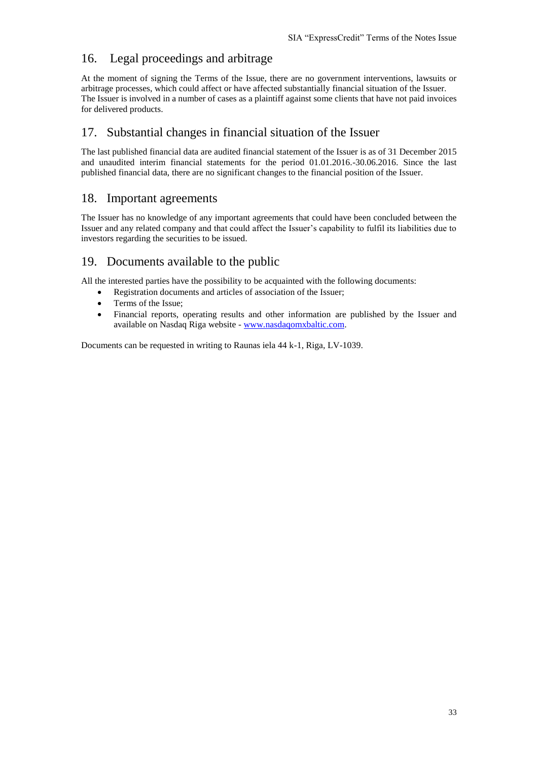## 16. Legal proceedings and arbitrage

At the moment of signing the Terms of the Issue, there are no government interventions, lawsuits or arbitrage processes, which could affect or have affected substantially financial situation of the Issuer. The Issuer is involved in a number of cases as a plaintiff against some clients that have not paid invoices for delivered products.

## 17. Substantial changes in financial situation of the Issuer

The last published financial data are audited financial statement of the Issuer is as of 31 December 2015 and unaudited interim financial statements for the period 01.01.2016.-30.06.2016. Since the last published financial data, there are no significant changes to the financial position of the Issuer.

## 18. Important agreements

The Issuer has no knowledge of any important agreements that could have been concluded between the Issuer and any related company and that could affect the Issuer's capability to fulfil its liabilities due to investors regarding the securities to be issued.

## 19. Documents available to the public

All the interested parties have the possibility to be acquainted with the following documents:

- Registration documents and articles of association of the Issuer;
- Terms of the Issue;
- Financial reports, operating results and other information are published by the Issuer and available on Nasdaq Riga website - www.nasdaqomxbaltic.com.

Documents can be requested in writing to Raunas iela 44 k-1, Riga, LV-1039.